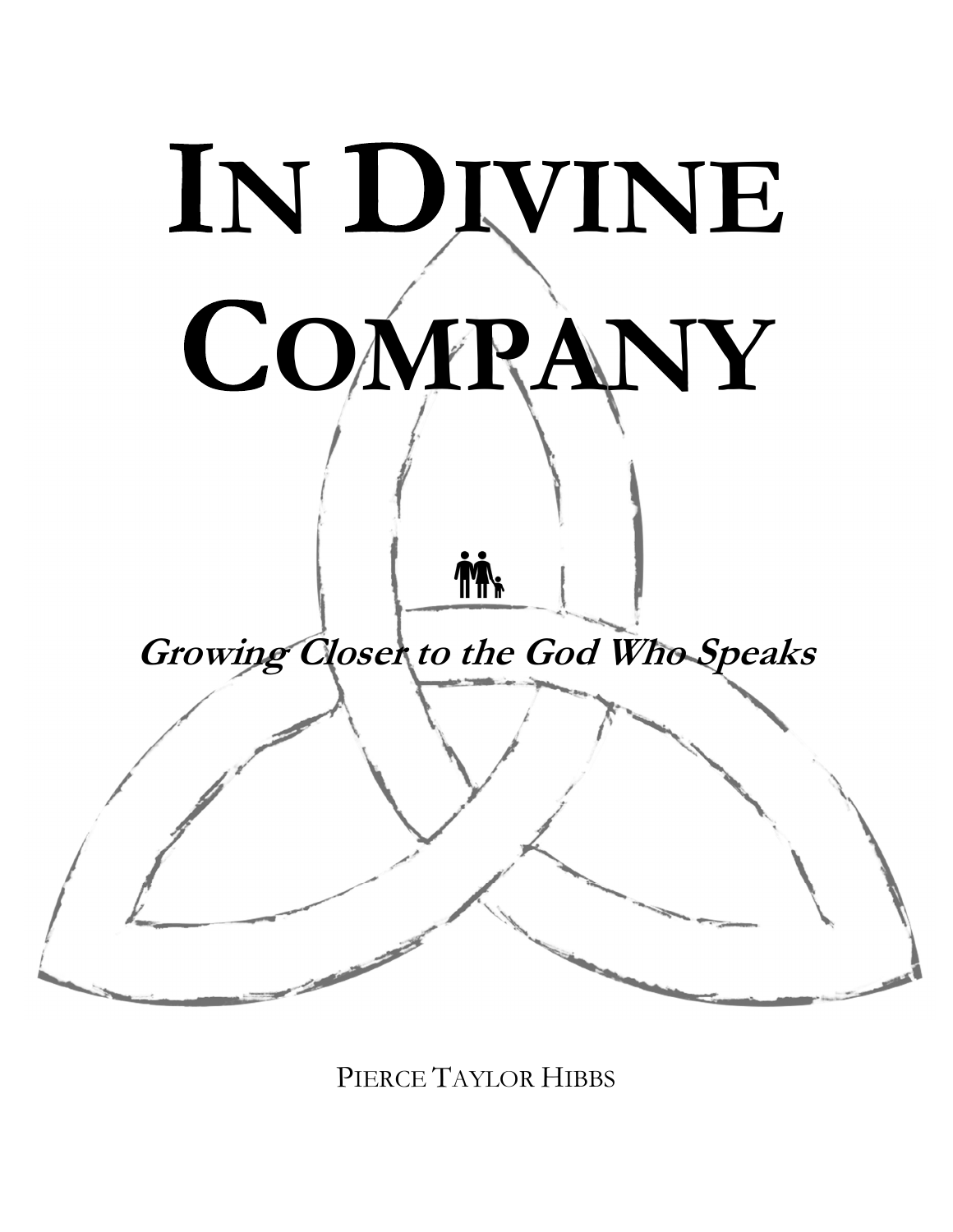# In Divine Company

***Growing Closer to the God Who Speaks***

Pierce Taylor Hibbs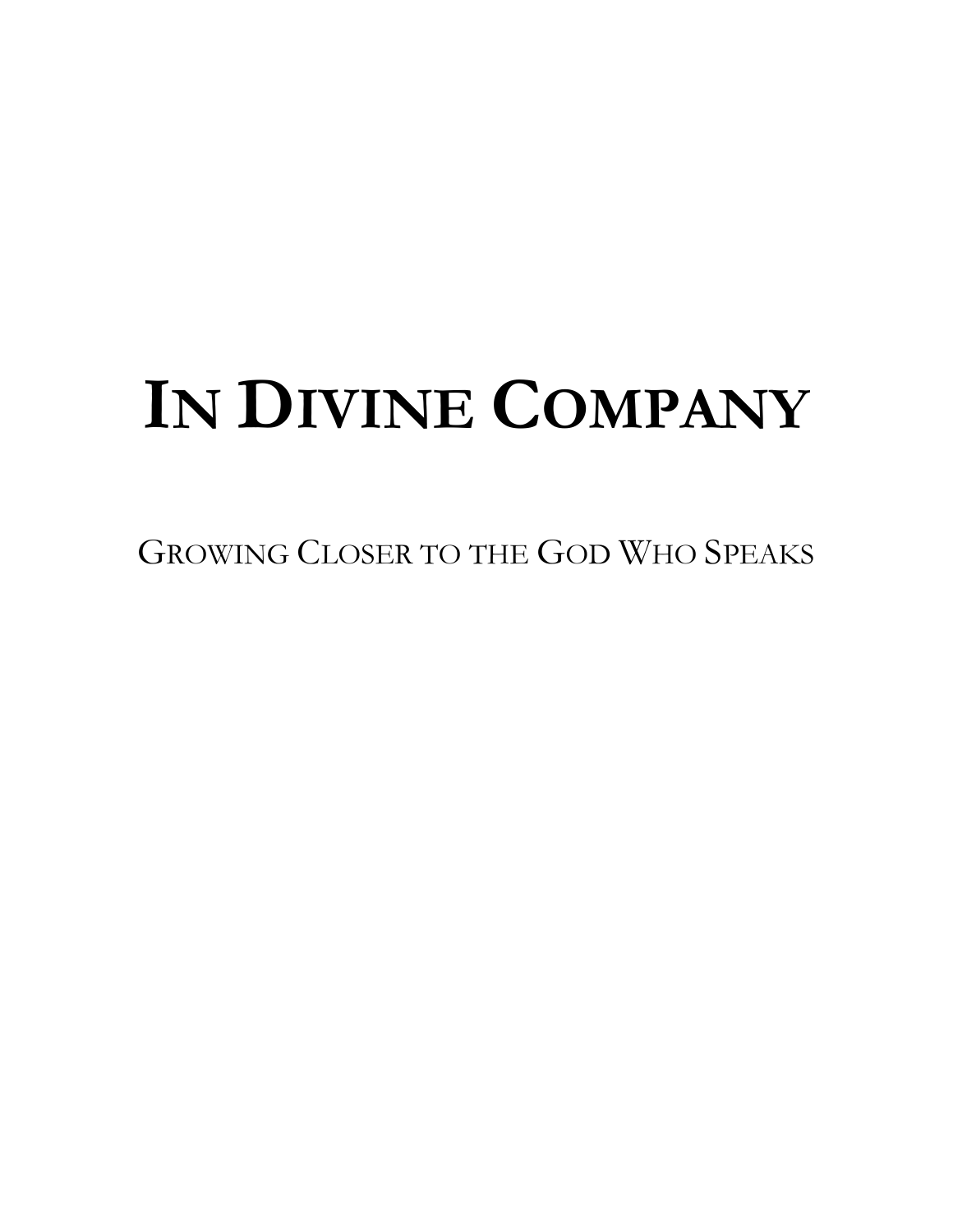# In Divine Company

## Growing Closer to the God Who Speaks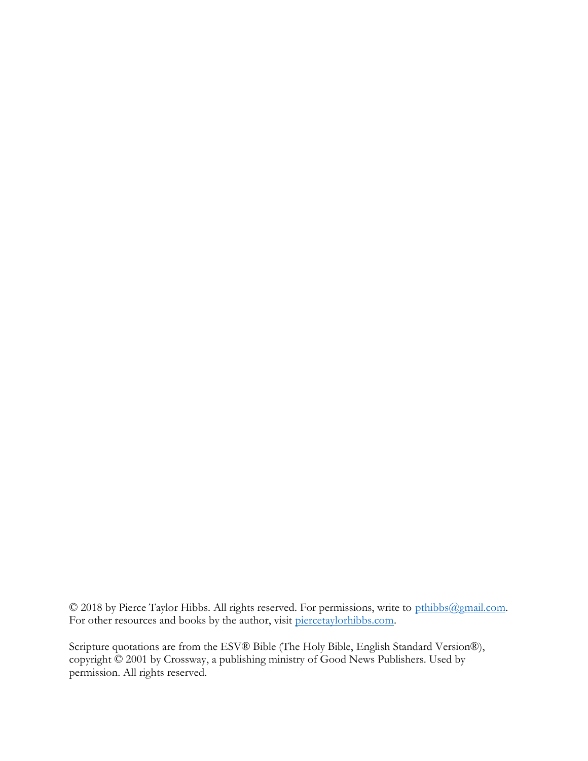© 2018 by Pierce Taylor Hibbs. All rights reserved. For permissions, write to [pthibbs@gmail.com](mailto:pthibbs@gmail.com). For other resources and books by the author, visit [piercetaylorhibbs.com](http://piercetaylorhibbs.com).

Scripture quotations are from the ESV® Bible (The Holy Bible, English Standard Version®), copyright © 2001 by Crossway, a publishing ministry of Good News Publishers. Used by permission. All rights reserved.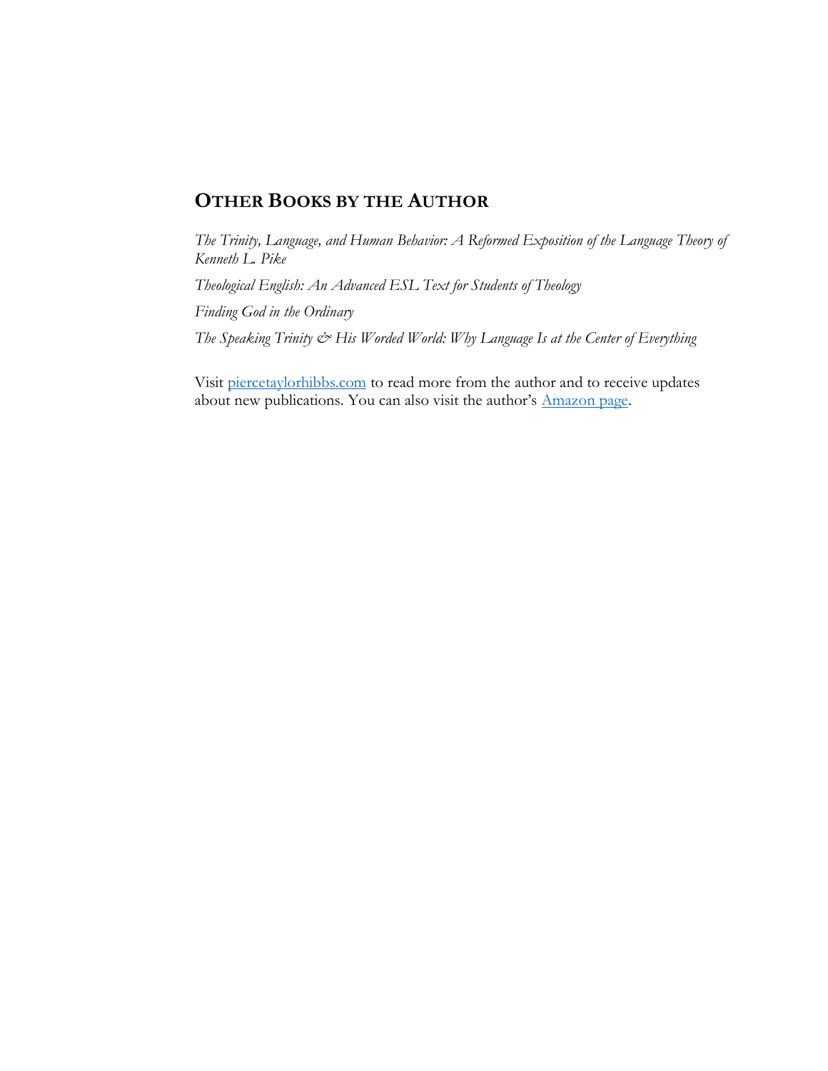## OTHER BOOKS BY THE AUTHOR

*The Trinity, Language, and Human Behavior: A Reformed Exposition of the Language Theory of Kenneth L. Pike*

*Theological English: An Advanced ESL Text for Students of Theology*

*Finding God in the Ordinary*

*The Speaking Trinity & His Worded World: Why Language Is at the Center of Everything*

Visit piercetaylorhibbs.com to read more from the author and to receive updates about new publications. You can also visit the author's Amazon page.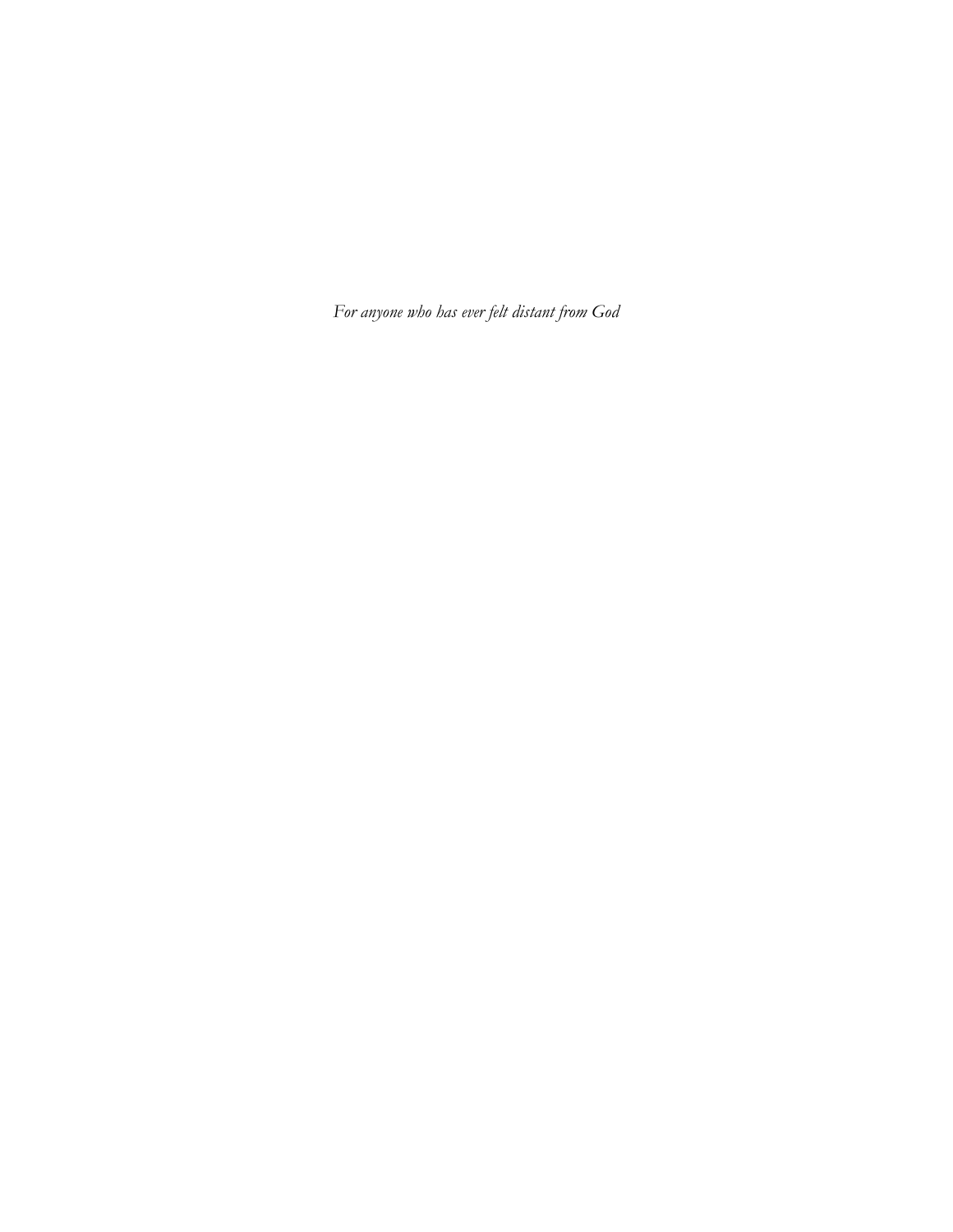*For anyone who has ever felt distant from God*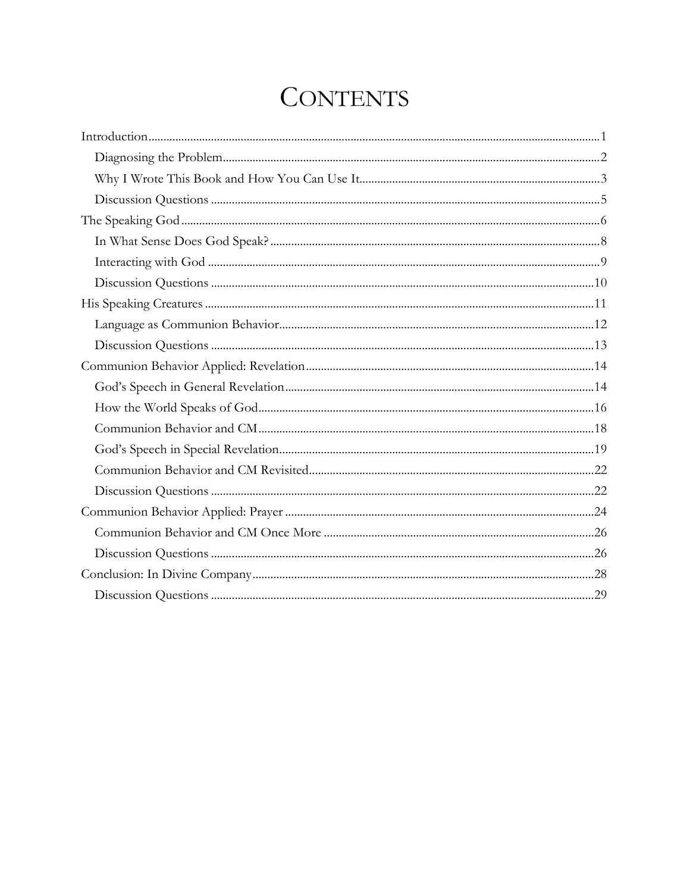# CONTENTS

Introduction.....1
- Diagnosing the Problem.....2
- Why I Wrote This Book and How You Can Use It.....3
- Discussion Questions.....5

The Speaking God.....6
- In What Sense Does God Speak?.....8
- Interacting with God.....9
- Discussion Questions.....10

His Speaking Creatures.....11
- Language as Communion Behavior.....12
- Discussion Questions.....13

Communion Behavior Applied: Revelation.....14
- God's Speech in General Revelation.....14
- How the World Speaks of God.....16
- Communion Behavior and CM.....18
- God's Speech in Special Revelation.....19
- Communion Behavior and CM Revisited.....22
- Discussion Questions.....22

Communion Behavior Applied: Prayer.....24
- Communion Behavior and CM Once More.....26
- Discussion Questions.....26

Conclusion: In Divine Company.....28
- Discussion Questions.....29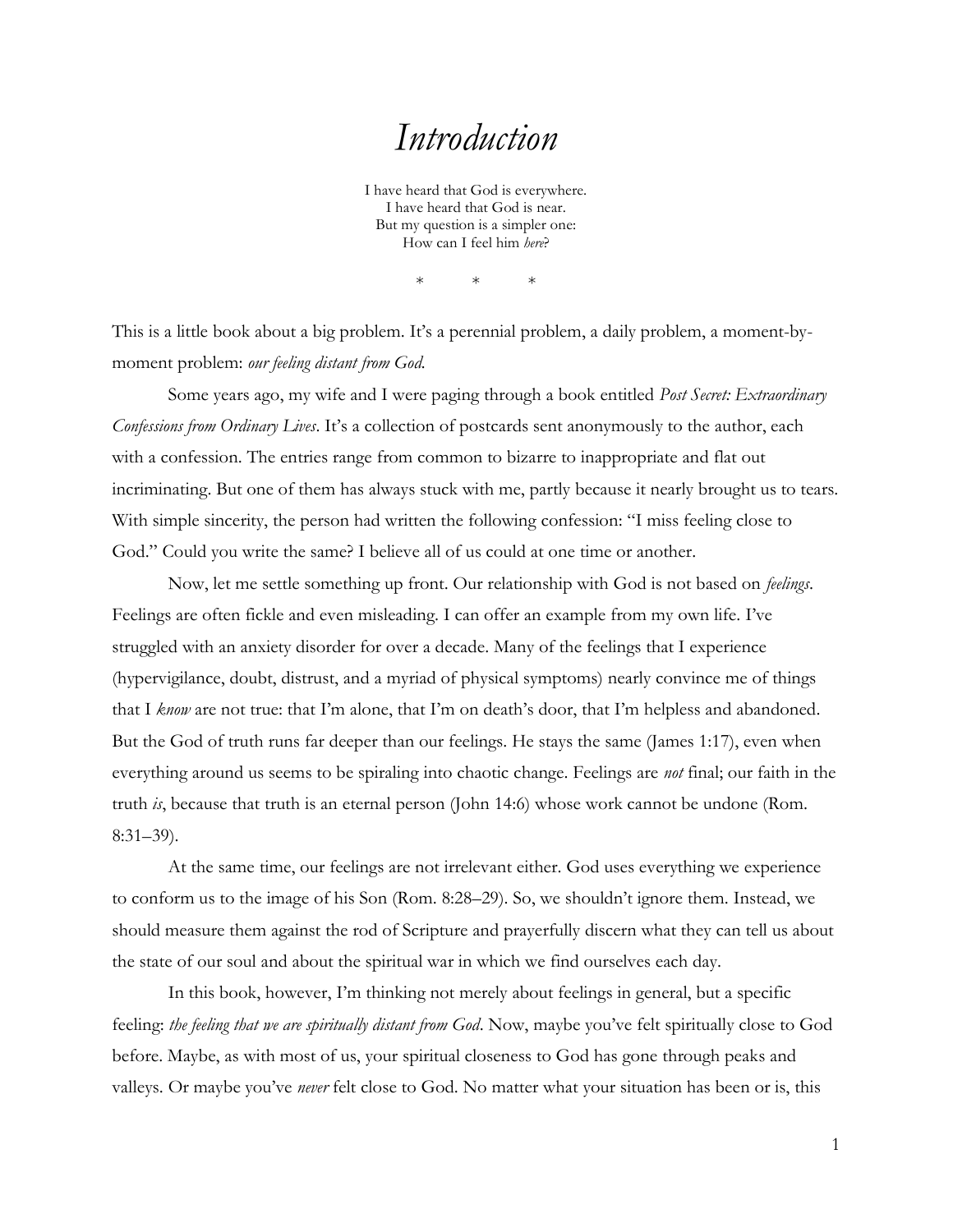# *Introduction*

I have heard that God is everywhere.
I have heard that God is near.
But my question is a simpler one:
How can I feel him *here*?

\* \* \*

This is a little book about a big problem. It's a perennial problem, a daily problem, a moment-by-moment problem: *our feeling distant from God.*

Some years ago, my wife and I were paging through a book entitled *Post Secret: Extraordinary Confessions from Ordinary Lives*. It's a collection of postcards sent anonymously to the author, each with a confession. The entries range from common to bizarre to inappropriate and flat out incriminating. But one of them has always stuck with me, partly because it nearly brought us to tears. With simple sincerity, the person had written the following confession: "I miss feeling close to God." Could you write the same? I believe all of us could at one time or another.

Now, let me settle something up front. Our relationship with God is not based on *feelings*. Feelings are often fickle and even misleading. I can offer an example from my own life. I've struggled with an anxiety disorder for over a decade. Many of the feelings that I experience (hypervigilance, doubt, distrust, and a myriad of physical symptoms) nearly convince me of things that I *know* are not true: that I'm alone, that I'm on death's door, that I'm helpless and abandoned. But the God of truth runs far deeper than our feelings. He stays the same (James 1:17), even when everything around us seems to be spiraling into chaotic change. Feelings are *not* final; our faith in the truth *is*, because that truth is an eternal person (John 14:6) whose work cannot be undone (Rom. 8:31–39).

At the same time, our feelings are not irrelevant either. God uses everything we experience to conform us to the image of his Son (Rom. 8:28–29). So, we shouldn't ignore them. Instead, we should measure them against the rod of Scripture and prayerfully discern what they can tell us about the state of our soul and about the spiritual war in which we find ourselves each day.

In this book, however, I'm thinking not merely about feelings in general, but a specific feeling: *the feeling that we are spiritually distant from God*. Now, maybe you've felt spiritually close to God before. Maybe, as with most of us, your spiritual closeness to God has gone through peaks and valleys. Or maybe you've *never* felt close to God. No matter what your situation has been or is, this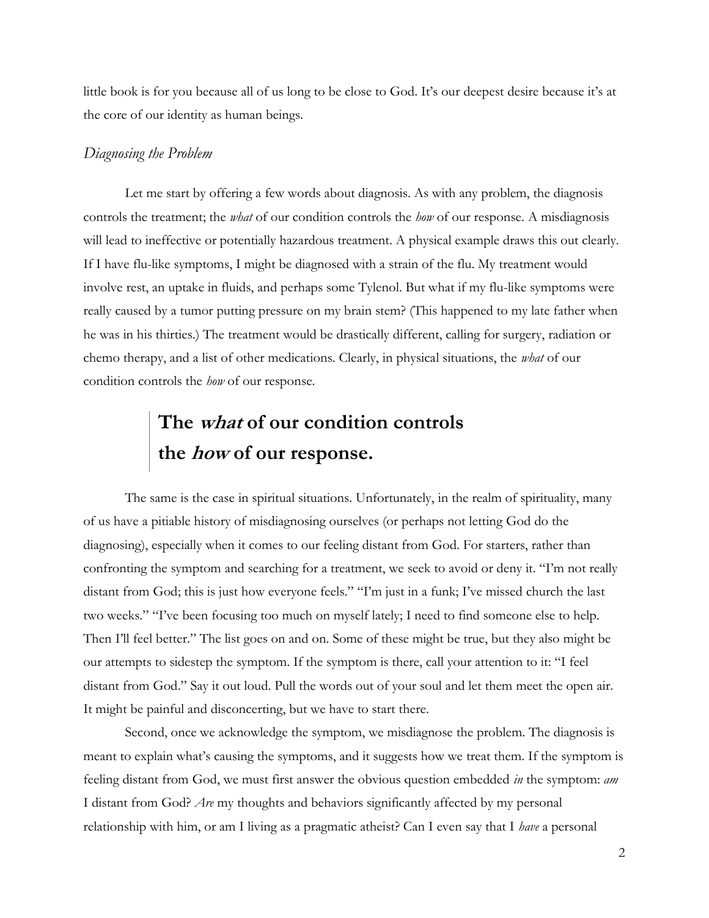little book is for you because all of us long to be close to God. It's our deepest desire because it's at the core of our identity as human beings.

### *Diagnosing the Problem*

Let me start by offering a few words about diagnosis. As with any problem, the diagnosis controls the treatment; the *what* of our condition controls the *how* of our response. A misdiagnosis will lead to ineffective or potentially hazardous treatment. A physical example draws this out clearly. If I have flu-like symptoms, I might be diagnosed with a strain of the flu. My treatment would involve rest, an uptake in fluids, and perhaps some Tylenol. But what if my flu-like symptoms were really caused by a tumor putting pressure on my brain stem? (This happened to my late father when he was in his thirties.) The treatment would be drastically different, calling for surgery, radiation or chemo therapy, and a list of other medications. Clearly, in physical situations, the *what* of our condition controls the *how* of our response.

> **The *what* of our condition controls the *how* of our response.**

The same is the case in spiritual situations. Unfortunately, in the realm of spirituality, many of us have a pitiable history of misdiagnosing ourselves (or perhaps not letting God do the diagnosing), especially when it comes to our feeling distant from God. For starters, rather than confronting the symptom and searching for a treatment, we seek to avoid or deny it. "I'm not really distant from God; this is just how everyone feels." "I'm just in a funk; I've missed church the last two weeks." "I've been focusing too much on myself lately; I need to find someone else to help. Then I'll feel better." The list goes on and on. Some of these might be true, but they also might be our attempts to sidestep the symptom. If the symptom is there, call your attention to it: "I feel distant from God." Say it out loud. Pull the words out of your soul and let them meet the open air. It might be painful and disconcerting, but we have to start there.

Second, once we acknowledge the symptom, we misdiagnose the problem. The diagnosis is meant to explain what's causing the symptoms, and it suggests how we treat them. If the symptom is feeling distant from God, we must first answer the obvious question embedded *in* the symptom: *am* I distant from God? *Are* my thoughts and behaviors significantly affected by my personal relationship with him, or am I living as a pragmatic atheist? Can I even say that I *have* a personal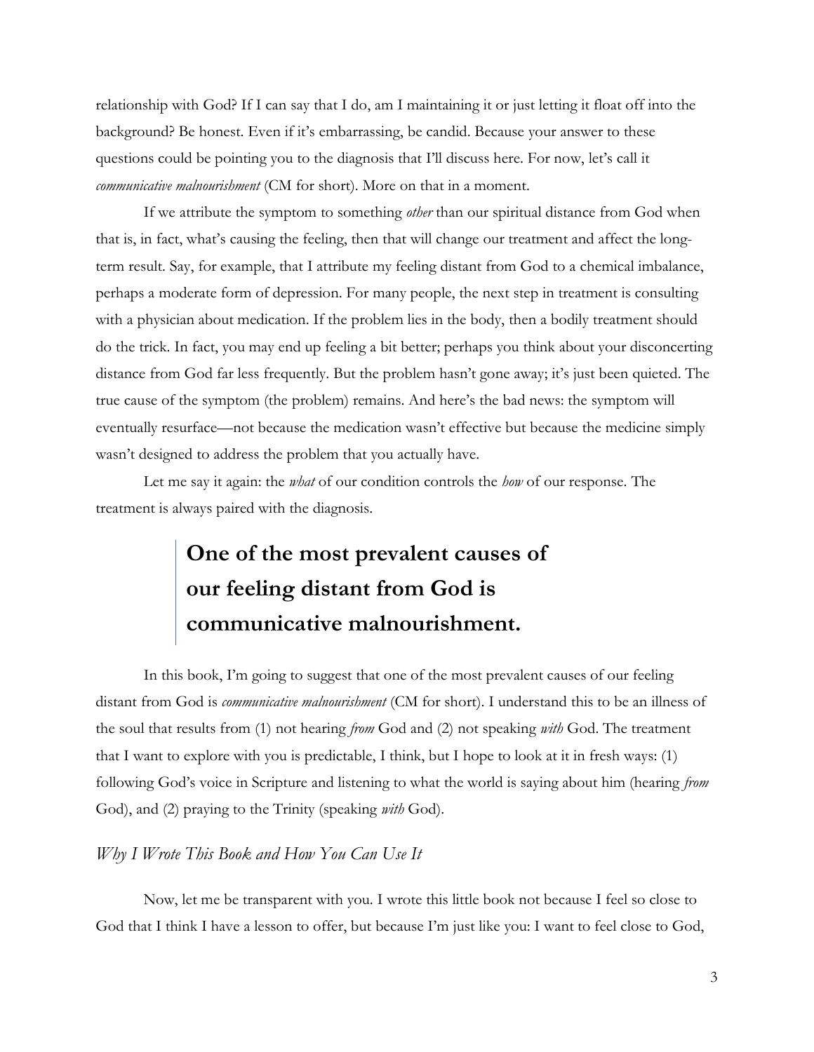relationship with God? If I can say that I do, am I maintaining it or just letting it float off into the background? Be honest. Even if it's embarrassing, be candid. Because your answer to these questions could be pointing you to the diagnosis that I'll discuss here. For now, let's call it *communicative malnourishment* (CM for short). More on that in a moment.

If we attribute the symptom to something *other* than our spiritual distance from God when that is, in fact, what's causing the feeling, then that will change our treatment and affect the long-term result. Say, for example, that I attribute my feeling distant from God to a chemical imbalance, perhaps a moderate form of depression. For many people, the next step in treatment is consulting with a physician about medication. If the problem lies in the body, then a bodily treatment should do the trick. In fact, you may end up feeling a bit better; perhaps you think about your disconcerting distance from God far less frequently. But the problem hasn't gone away; it's just been quieted. The true cause of the symptom (the problem) remains. And here's the bad news: the symptom will eventually resurface—not because the medication wasn't effective but because the medicine simply wasn't designed to address the problem that you actually have.

Let me say it again: the *what* of our condition controls the *how* of our response. The treatment is always paired with the diagnosis.

> **One of the most prevalent causes of our feeling distant from God is communicative malnourishment.**

In this book, I'm going to suggest that one of the most prevalent causes of our feeling distant from God is *communicative malnourishment* (CM for short). I understand this to be an illness of the soul that results from (1) not hearing *from* God and (2) not speaking *with* God. The treatment that I want to explore with you is predictable, I think, but I hope to look at it in fresh ways: (1) following God's voice in Scripture and listening to what the world is saying about him (hearing *from* God), and (2) praying to the Trinity (speaking *with* God).

### *Why I Wrote This Book and How You Can Use It*

Now, let me be transparent with you. I wrote this little book not because I feel so close to God that I think I have a lesson to offer, but because I'm just like you: I want to feel close to God,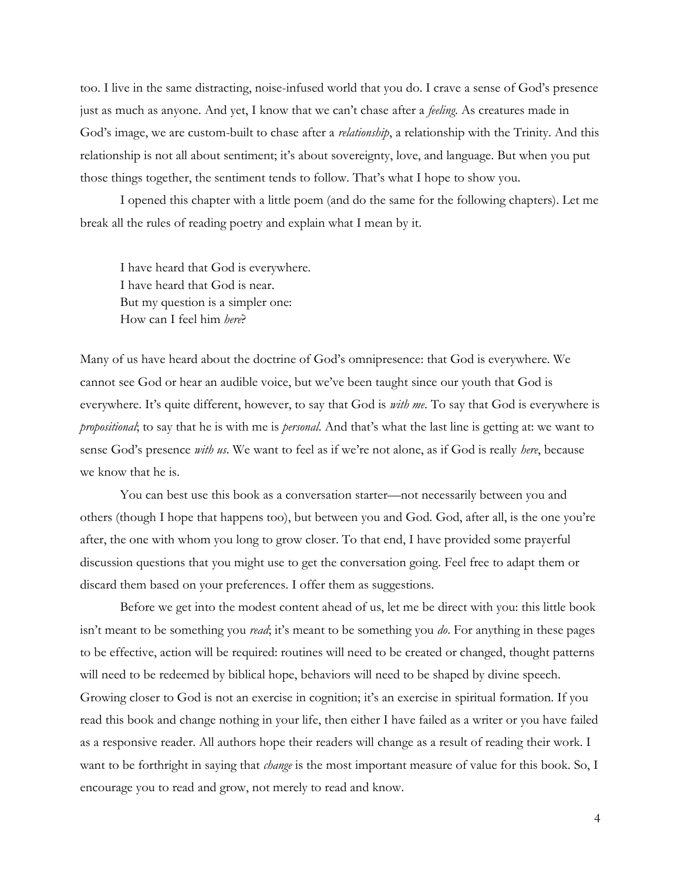too. I live in the same distracting, noise-infused world that you do. I crave a sense of God's presence just as much as anyone. And yet, I know that we can't chase after a *feeling*. As creatures made in God's image, we are custom-built to chase after a *relationship*, a relationship with the Trinity. And this relationship is not all about sentiment; it's about sovereignty, love, and language. But when you put those things together, the sentiment tends to follow. That's what I hope to show you.

I opened this chapter with a little poem (and do the same for the following chapters). Let me break all the rules of reading poetry and explain what I mean by it.

> I have heard that God is everywhere.
> I have heard that God is near.
> But my question is a simpler one:
> How can I feel him *here*?

Many of us have heard about the doctrine of God's omnipresence: that God is everywhere. We cannot see God or hear an audible voice, but we've been taught since our youth that God is everywhere. It's quite different, however, to say that God is *with me*. To say that God is everywhere is *propositional*; to say that he is with me is *personal*. And that's what the last line is getting at: we want to sense God's presence *with us*. We want to feel as if we're not alone, as if God is really *here*, because we know that he is.

You can best use this book as a conversation starter—not necessarily between you and others (though I hope that happens too), but between you and God. God, after all, is the one you're after, the one with whom you long to grow closer. To that end, I have provided some prayerful discussion questions that you might use to get the conversation going. Feel free to adapt them or discard them based on your preferences. I offer them as suggestions.

Before we get into the modest content ahead of us, let me be direct with you: this little book isn't meant to be something you *read*; it's meant to be something you *do*. For anything in these pages to be effective, action will be required: routines will need to be created or changed, thought patterns will need to be redeemed by biblical hope, behaviors will need to be shaped by divine speech. Growing closer to God is not an exercise in cognition; it's an exercise in spiritual formation. If you read this book and change nothing in your life, then either I have failed as a writer or you have failed as a responsive reader. All authors hope their readers will change as a result of reading their work. I want to be forthright in saying that *change* is the most important measure of value for this book. So, I encourage you to read and grow, not merely to read and know.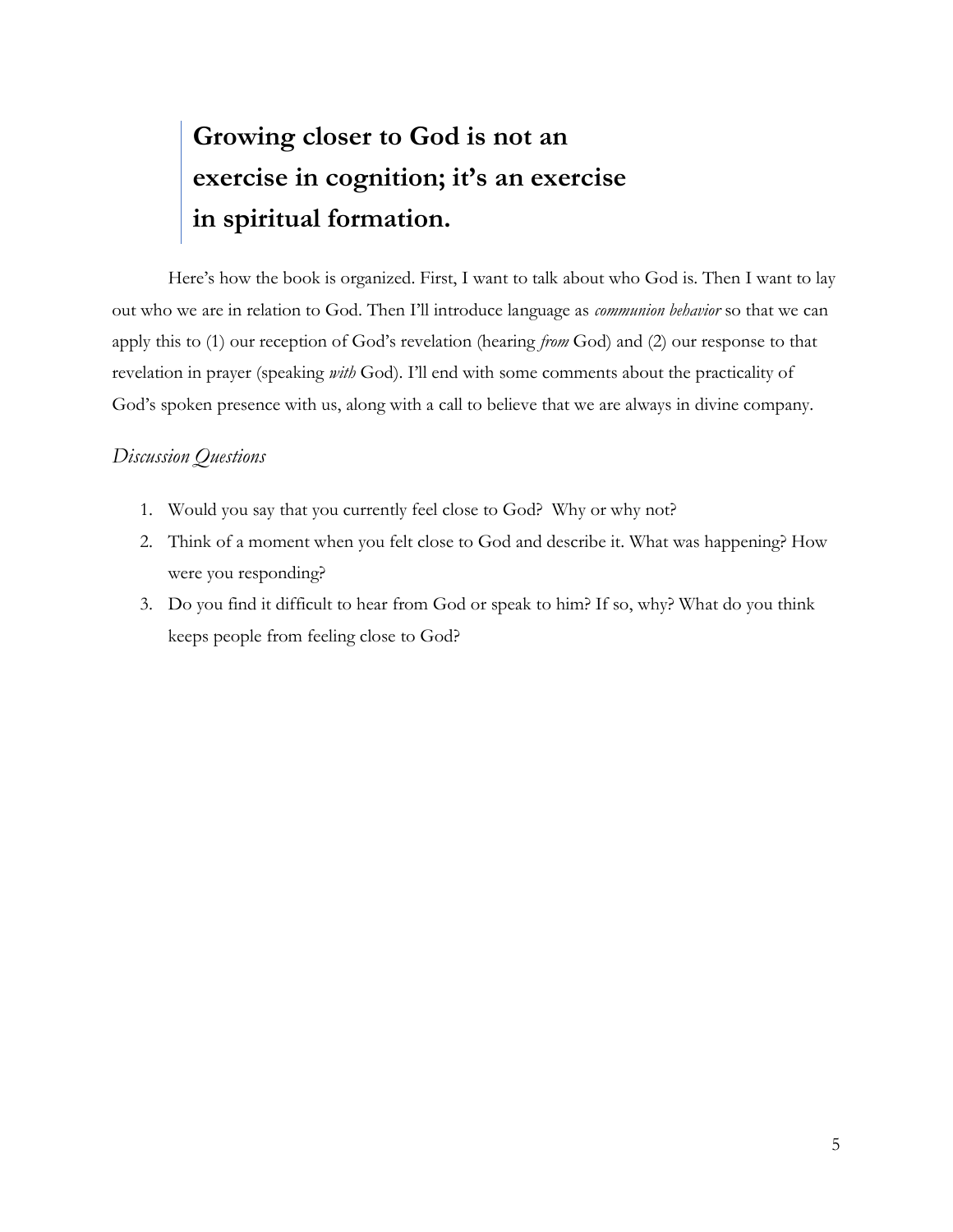> **Growing closer to God is not an exercise in cognition; it's an exercise in spiritual formation.**

Here's how the book is organized. First, I want to talk about who God is. Then I want to lay out who we are in relation to God. Then I'll introduce language as *communion behavior* so that we can apply this to (1) our reception of God's revelation (hearing *from* God) and (2) our response to that revelation in prayer (speaking *with* God). I'll end with some comments about the practicality of God's spoken presence with us, along with a call to believe that we are always in divine company.

### *Discussion Questions*

1. Would you say that you currently feel close to God? Why or why not?
2. Think of a moment when you felt close to God and describe it. What was happening? How were you responding?
3. Do you find it difficult to hear from God or speak to him? If so, why? What do you think keeps people from feeling close to God?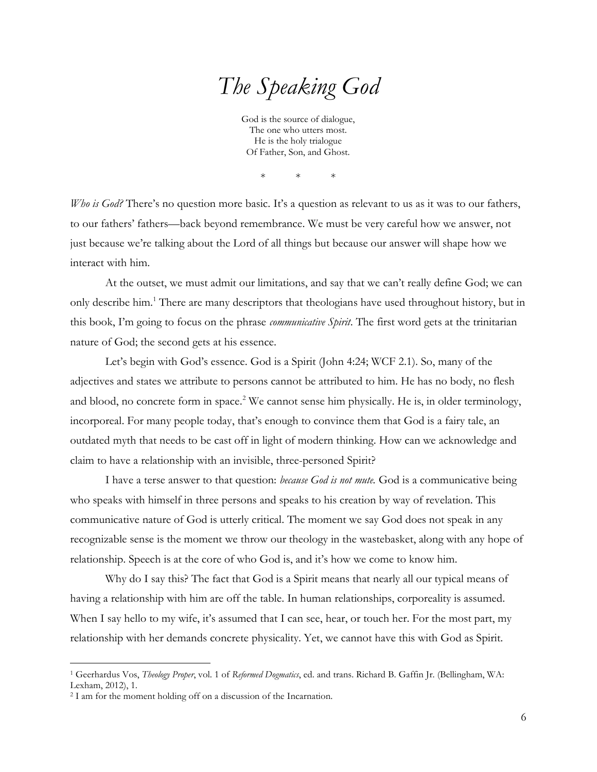# *The Speaking God*

God is the source of dialogue,  
The one who utters most.  
He is the holy trialogue  
Of Father, Son, and Ghost.

\*  \*  \*

*Who is God?* There's no question more basic. It's a question as relevant to us as it was to our fathers, to our fathers' fathers—back beyond remembrance. We must be very careful how we answer, not just because we're talking about the Lord of all things but because our answer will shape how we interact with him.

At the outset, we must admit our limitations, and say that we can't really define God; we can only describe him.[1] There are many descriptors that theologians have used throughout history, but in this book, I'm going to focus on the phrase *communicative Spirit*. The first word gets at the trinitarian nature of God; the second gets at his essence.

Let's begin with God's essence. God is a Spirit (John 4:24; WCF 2.1). So, many of the adjectives and states we attribute to persons cannot be attributed to him. He has no body, no flesh and blood, no concrete form in space.[2] We cannot sense him physically. He is, in older terminology, incorporeal. For many people today, that's enough to convince them that God is a fairy tale, an outdated myth that needs to be cast off in light of modern thinking. How can we acknowledge and claim to have a relationship with an invisible, three-personed Spirit?

I have a terse answer to that question: *because God is not mute.* God is a communicative being who speaks with himself in three persons and speaks to his creation by way of revelation. This communicative nature of God is utterly critical. The moment we say God does not speak in any recognizable sense is the moment we throw our theology in the wastebasket, along with any hope of relationship. Speech is at the core of who God is, and it's how we come to know him.

Why do I say this? The fact that God is a Spirit means that nearly all our typical means of having a relationship with him are off the table. In human relationships, corporeality is assumed. When I say hello to my wife, it's assumed that I can see, hear, or touch her. For the most part, my relationship with her demands concrete physicality. Yet, we cannot have this with God as Spirit.

---

[1] Geerhardus Vos, *Theology Proper*, vol. 1 of *Reformed Dogmatics*, ed. and trans. Richard B. Gaffin Jr. (Bellingham, WA: Lexham, 2012), 1.

[2] I am for the moment holding off on a discussion of the Incarnation.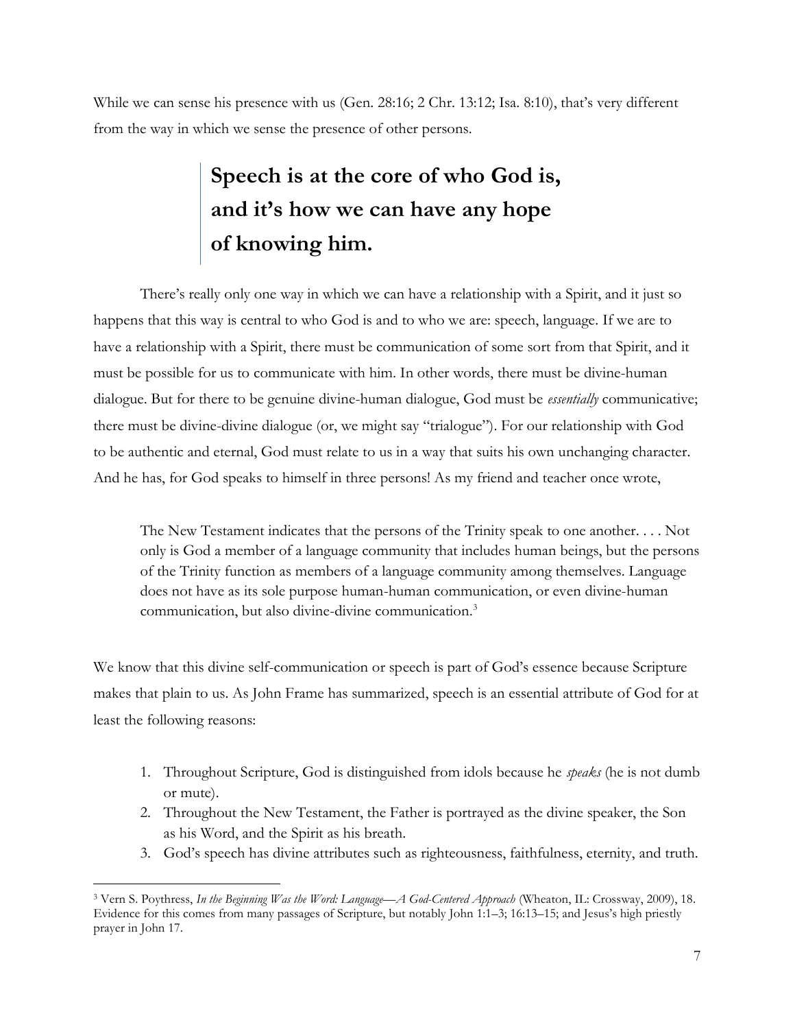While we can sense his presence with us (Gen. 28:16; 2 Chr. 13:12; Isa. 8:10), that's very different from the way in which we sense the presence of other persons.

> **Speech is at the core of who God is, and it's how we can have any hope of knowing him.**

There's really only one way in which we can have a relationship with a Spirit, and it just so happens that this way is central to who God is and to who we are: speech, language. If we are to have a relationship with a Spirit, there must be communication of some sort from that Spirit, and it must be possible for us to communicate with him. In other words, there must be divine-human dialogue. But for there to be genuine divine-human dialogue, God must be *essentially* communicative; there must be divine-divine dialogue (or, we might say "trialogue"). For our relationship with God to be authentic and eternal, God must relate to us in a way that suits his own unchanging character. And he has, for God speaks to himself in three persons! As my friend and teacher once wrote,

> The New Testament indicates that the persons of the Trinity speak to one another. . . . Not only is God a member of a language community that includes human beings, but the persons of the Trinity function as members of a language community among themselves. Language does not have as its sole purpose human-human communication, or even divine-human communication, but also divine-divine communication.[3]

We know that this divine self-communication or speech is part of God's essence because Scripture makes that plain to us. As John Frame has summarized, speech is an essential attribute of God for at least the following reasons:

1. Throughout Scripture, God is distinguished from idols because he *speaks* (he is not dumb or mute).
2. Throughout the New Testament, the Father is portrayed as the divine speaker, the Son as his Word, and the Spirit as his breath.
3. God's speech has divine attributes such as righteousness, faithfulness, eternity, and truth.

---

[3] Vern S. Poythress, *In the Beginning Was the Word: Language—A God-Centered Approach* (Wheaton, IL: Crossway, 2009), 18. Evidence for this comes from many passages of Scripture, but notably John 1:1–3; 16:13–15; and Jesus's high priestly prayer in John 17.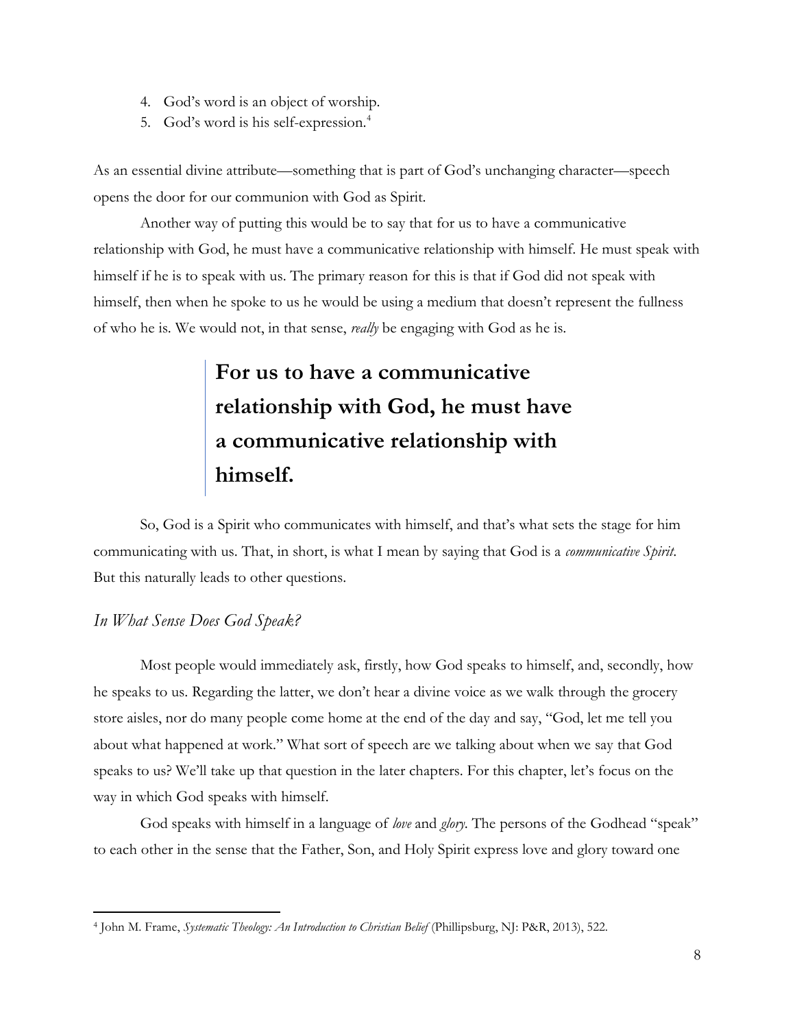4. God's word is an object of worship.
5. God's word is his self-expression.[4]

As an essential divine attribute—something that is part of God's unchanging character—speech opens the door for our communion with God as Spirit.

Another way of putting this would be to say that for us to have a communicative relationship with God, he must have a communicative relationship with himself. He must speak with himself if he is to speak with us. The primary reason for this is that if God did not speak with himself, then when he spoke to us he would be using a medium that doesn't represent the fullness of who he is. We would not, in that sense, *really* be engaging with God as he is.

> **For us to have a communicative relationship with God, he must have a communicative relationship with himself.**

So, God is a Spirit who communicates with himself, and that's what sets the stage for him communicating with us. That, in short, is what I mean by saying that God is a *communicative Spirit*. But this naturally leads to other questions.

### *In What Sense Does God Speak?*

Most people would immediately ask, firstly, how God speaks to himself, and, secondly, how he speaks to us. Regarding the latter, we don't hear a divine voice as we walk through the grocery store aisles, nor do many people come home at the end of the day and say, "God, let me tell you about what happened at work." What sort of speech are we talking about when we say that God speaks to us? We'll take up that question in the later chapters. For this chapter, let's focus on the way in which God speaks with himself.

God speaks with himself in a language of *love* and *glory*. The persons of the Godhead "speak" to each other in the sense that the Father, Son, and Holy Spirit express love and glory toward one

---

[4] John M. Frame, *Systematic Theology: An Introduction to Christian Belief* (Phillipsburg, NJ: P&R, 2013), 522.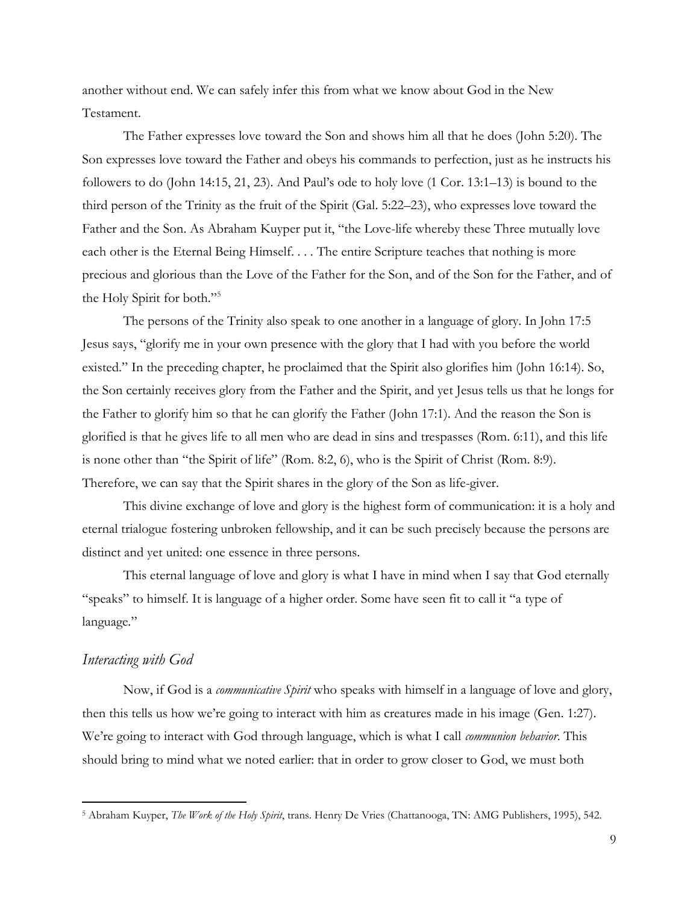another without end. We can safely infer this from what we know about God in the New Testament.

The Father expresses love toward the Son and shows him all that he does (John 5:20). The Son expresses love toward the Father and obeys his commands to perfection, just as he instructs his followers to do (John 14:15, 21, 23). And Paul's ode to holy love (1 Cor. 13:1–13) is bound to the third person of the Trinity as the fruit of the Spirit (Gal. 5:22–23), who expresses love toward the Father and the Son. As Abraham Kuyper put it, "the Love-life whereby these Three mutually love each other is the Eternal Being Himself. . . . The entire Scripture teaches that nothing is more precious and glorious than the Love of the Father for the Son, and of the Son for the Father, and of the Holy Spirit for both."[5]

The persons of the Trinity also speak to one another in a language of glory. In John 17:5 Jesus says, "glorify me in your own presence with the glory that I had with you before the world existed." In the preceding chapter, he proclaimed that the Spirit also glorifies him (John 16:14). So, the Son certainly receives glory from the Father and the Spirit, and yet Jesus tells us that he longs for the Father to glorify him so that he can glorify the Father (John 17:1). And the reason the Son is glorified is that he gives life to all men who are dead in sins and trespasses (Rom. 6:11), and this life is none other than "the Spirit of life" (Rom. 8:2, 6), who is the Spirit of Christ (Rom. 8:9). Therefore, we can say that the Spirit shares in the glory of the Son as life-giver.

This divine exchange of love and glory is the highest form of communication: it is a holy and eternal trialogue fostering unbroken fellowship, and it can be such precisely because the persons are distinct and yet united: one essence in three persons.

This eternal language of love and glory is what I have in mind when I say that God eternally "speaks" to himself. It is language of a higher order. Some have seen fit to call it "a type of language."

### *Interacting with God*

Now, if God is a *communicative Spirit* who speaks with himself in a language of love and glory, then this tells us how we're going to interact with him as creatures made in his image (Gen. 1:27). We're going to interact with God through language, which is what I call *communion behavior*. This should bring to mind what we noted earlier: that in order to grow closer to God, we must both

---

[5] Abraham Kuyper, *The Work of the Holy Spirit*, trans. Henry De Vries (Chattanooga, TN: AMG Publishers, 1995), 542.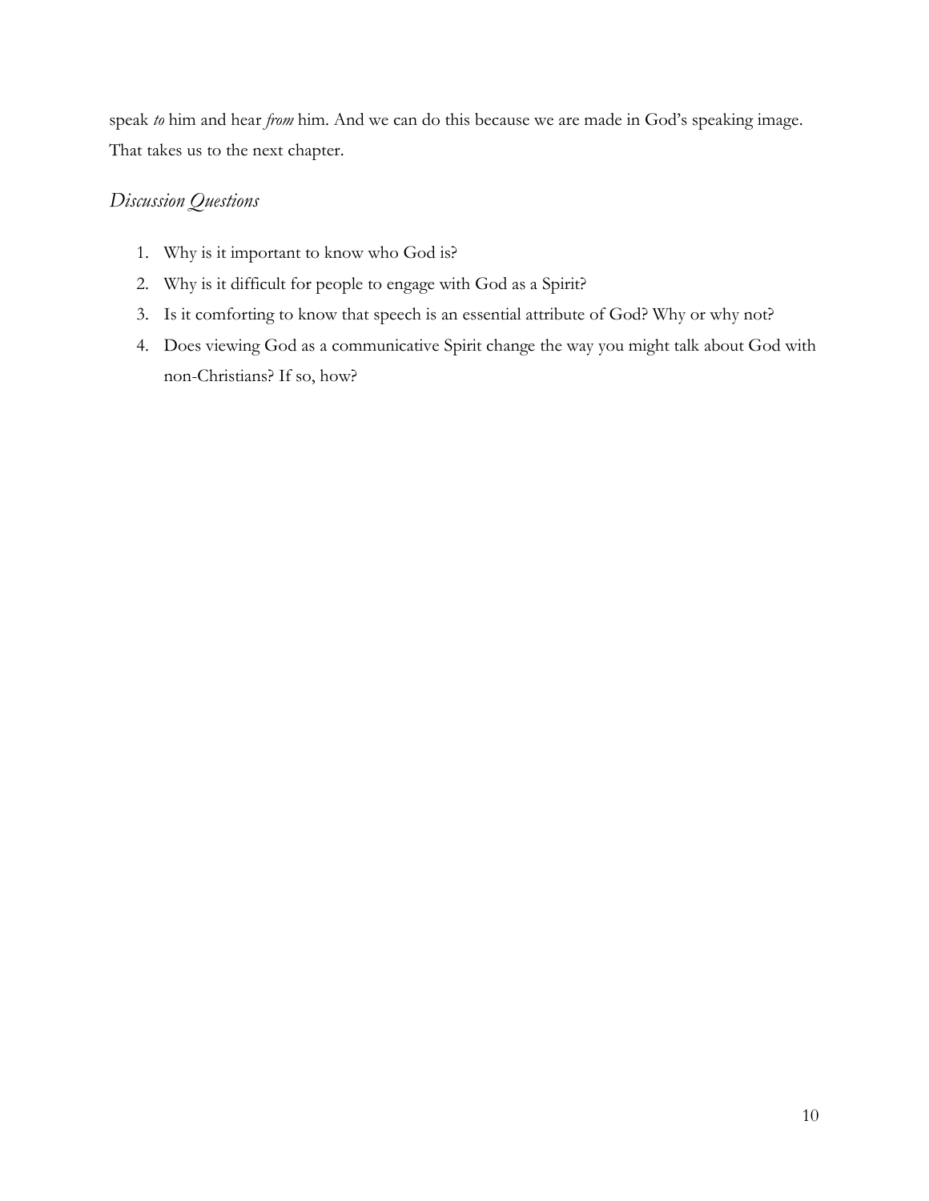speak *to* him and hear *from* him. And we can do this because we are made in God's speaking image. That takes us to the next chapter.

### *Discussion Questions*

1. Why is it important to know who God is?
2. Why is it difficult for people to engage with God as a Spirit?
3. Is it comforting to know that speech is an essential attribute of God? Why or why not?
4. Does viewing God as a communicative Spirit change the way you might talk about God with non-Christians? If so, how?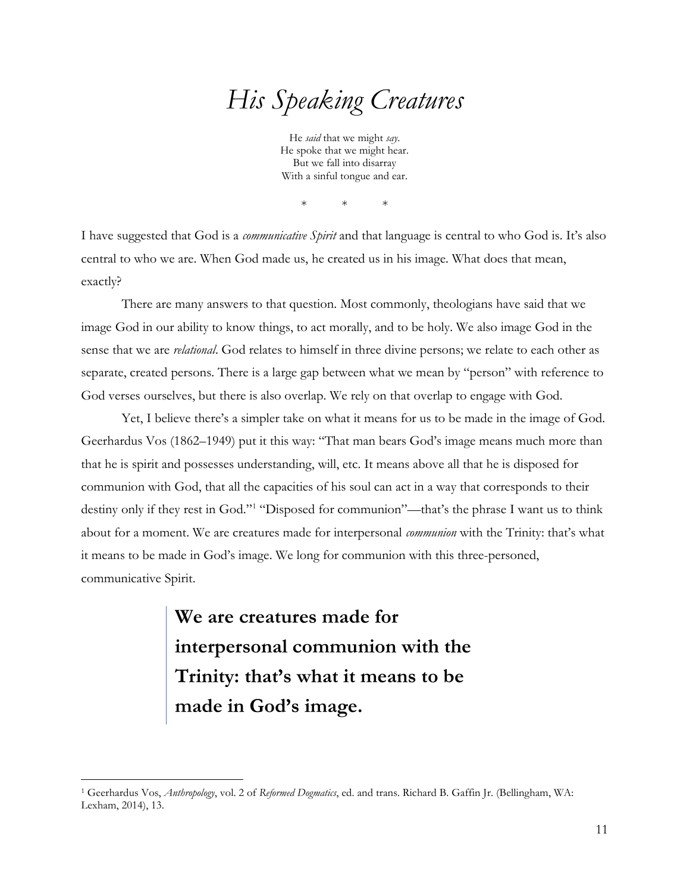# *His Speaking Creatures*

He *said* that we might *say*.
He spoke that we might hear.
But we fall into disarray
With a sinful tongue and ear.

\* \* \*

I have suggested that God is a *communicative Spirit* and that language is central to who God is. It's also central to who we are. When God made us, he created us in his image. What does that mean, exactly?

There are many answers to that question. Most commonly, theologians have said that we image God in our ability to know things, to act morally, and to be holy. We also image God in the sense that we are *relational*. God relates to himself in three divine persons; we relate to each other as separate, created persons. There is a large gap between what we mean by "person" with reference to God verses ourselves, but there is also overlap. We rely on that overlap to engage with God.

Yet, I believe there's a simpler take on what it means for us to be made in the image of God. Geerhardus Vos (1862–1949) put it this way: "That man bears God's image means much more than that he is spirit and possesses understanding, will, etc. It means above all that he is disposed for communion with God, that all the capacities of his soul can act in a way that corresponds to their destiny only if they rest in God."[1] "Disposed for communion"—that's the phrase I want us to think about for a moment. We are creatures made for interpersonal *communion* with the Trinity: that's what it means to be made in God's image. We long for communion with this three-personed, communicative Spirit.

> **We are creatures made for interpersonal communion with the Trinity: that's what it means to be made in God's image.**

[1] Geerhardus Vos, *Anthropology*, vol. 2 of *Reformed Dogmatics*, ed. and trans. Richard B. Gaffin Jr. (Bellingham, WA: Lexham, 2014), 13.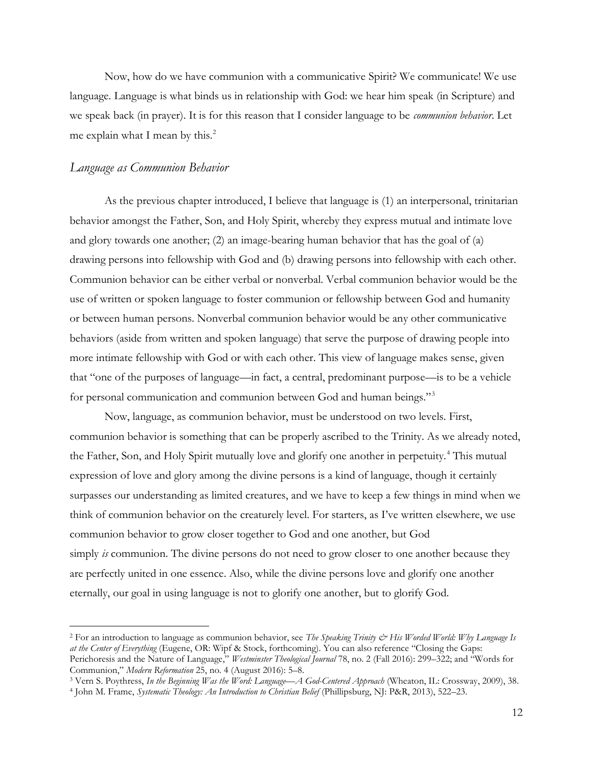Now, how do we have communion with a communicative Spirit? We communicate! We use language. Language is what binds us in relationship with God: we hear him speak (in Scripture) and we speak back (in prayer). It is for this reason that I consider language to be *communion behavior*. Let me explain what I mean by this.[2]

## *Language as Communion Behavior*

As the previous chapter introduced, I believe that language is (1) an interpersonal, trinitarian behavior amongst the Father, Son, and Holy Spirit, whereby they express mutual and intimate love and glory towards one another; (2) an image-bearing human behavior that has the goal of (a) drawing persons into fellowship with God and (b) drawing persons into fellowship with each other. Communion behavior can be either verbal or nonverbal. Verbal communion behavior would be the use of written or spoken language to foster communion or fellowship between God and humanity or between human persons. Nonverbal communion behavior would be any other communicative behaviors (aside from written and spoken language) that serve the purpose of drawing people into more intimate fellowship with God or with each other. This view of language makes sense, given that "one of the purposes of language—in fact, a central, predominant purpose—is to be a vehicle for personal communication and communion between God and human beings."[3]

Now, language, as communion behavior, must be understood on two levels. First, communion behavior is something that can be properly ascribed to the Trinity. As we already noted, the Father, Son, and Holy Spirit mutually love and glorify one another in perpetuity.[4] This mutual expression of love and glory among the divine persons is a kind of language, though it certainly surpasses our understanding as limited creatures, and we have to keep a few things in mind when we think of communion behavior on the creaturely level. For starters, as I've written elsewhere, we use communion behavior to grow closer together to God and one another, but God simply *is* communion. The divine persons do not need to grow closer to one another because they are perfectly united in one essence. Also, while the divine persons love and glorify one another eternally, our goal in using language is not to glorify one another, but to glorify God.

---

[2] For an introduction to language as communion behavior, see *The Speaking Trinity & His Worded World: Why Language Is at the Center of Everything* (Eugene, OR: Wipf & Stock, forthcoming). You can also reference "Closing the Gaps: Perichoresis and the Nature of Language," *Westminster Theological Journal* 78, no. 2 (Fall 2016): 299–322; and "Words for Communion," *Modern Reformation* 25, no. 4 (August 2016): 5–8.

[3] Vern S. Poythress, *In the Beginning Was the Word: Language—A God-Centered Approach* (Wheaton, IL: Crossway, 2009), 38.

[4] John M. Frame, *Systematic Theology: An Introduction to Christian Belief* (Phillipsburg, NJ: P&R, 2013), 522–23.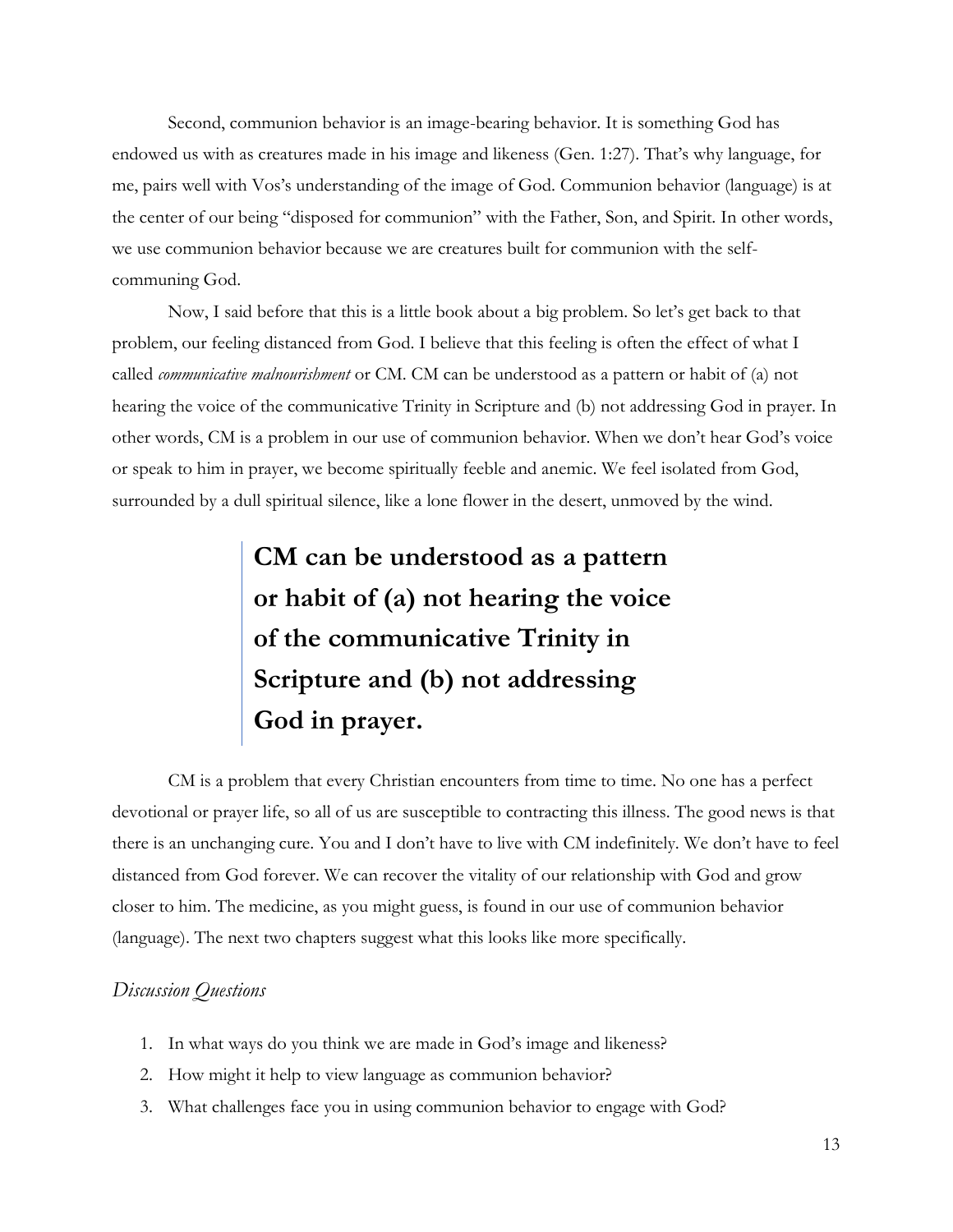Second, communion behavior is an image-bearing behavior. It is something God has endowed us with as creatures made in his image and likeness (Gen. 1:27). That's why language, for me, pairs well with Vos's understanding of the image of God. Communion behavior (language) is at the center of our being "disposed for communion" with the Father, Son, and Spirit. In other words, we use communion behavior because we are creatures built for communion with the self-communing God.

Now, I said before that this is a little book about a big problem. So let's get back to that problem, our feeling distanced from God. I believe that this feeling is often the effect of what I called *communicative malnourishment* or CM. CM can be understood as a pattern or habit of (a) not hearing the voice of the communicative Trinity in Scripture and (b) not addressing God in prayer. In other words, CM is a problem in our use of communion behavior. When we don't hear God's voice or speak to him in prayer, we become spiritually feeble and anemic. We feel isolated from God, surrounded by a dull spiritual silence, like a lone flower in the desert, unmoved by the wind.

> **CM can be understood as a pattern or habit of (a) not hearing the voice of the communicative Trinity in Scripture and (b) not addressing God in prayer.**

CM is a problem that every Christian encounters from time to time. No one has a perfect devotional or prayer life, so all of us are susceptible to contracting this illness. The good news is that there is an unchanging cure. You and I don't have to live with CM indefinitely. We don't have to feel distanced from God forever. We can recover the vitality of our relationship with God and grow closer to him. The medicine, as you might guess, is found in our use of communion behavior (language). The next two chapters suggest what this looks like more specifically.

### *Discussion Questions*

1. In what ways do you think we are made in God's image and likeness?
2. How might it help to view language as communion behavior?
3. What challenges face you in using communion behavior to engage with God?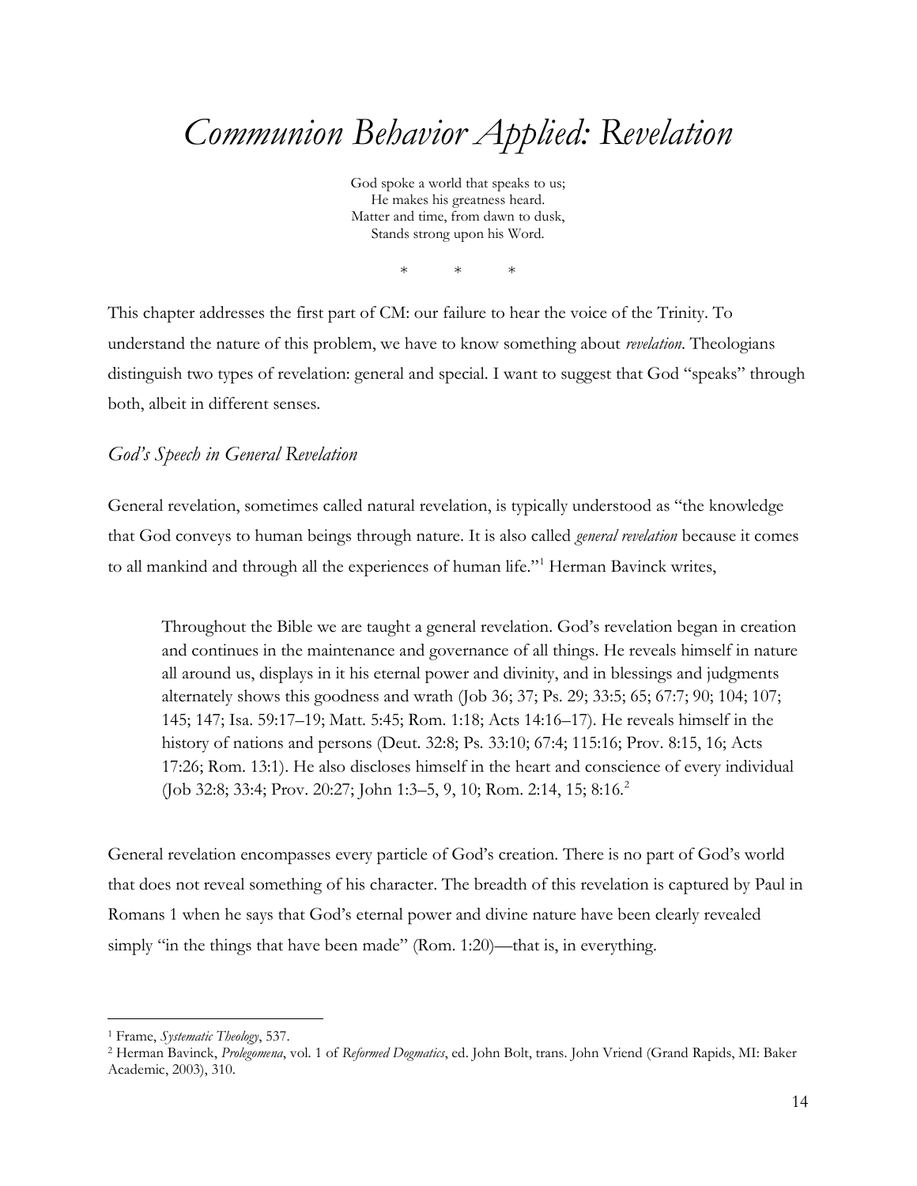# *Communion Behavior Applied: Revelation*

God spoke a world that speaks to us;  
He makes his greatness heard.  
Matter and time, from dawn to dusk,  
Stands strong upon his Word.

\* \* \*

This chapter addresses the first part of CM: our failure to hear the voice of the Trinity. To understand the nature of this problem, we have to know something about *revelation*. Theologians distinguish two types of revelation: general and special. I want to suggest that God "speaks" through both, albeit in different senses.

## *God's Speech in General Revelation*

General revelation, sometimes called natural revelation, is typically understood as "the knowledge that God conveys to human beings through nature. It is also called *general revelation* because it comes to all mankind and through all the experiences of human life."[1] Herman Bavinck writes,

> Throughout the Bible we are taught a general revelation. God's revelation began in creation and continues in the maintenance and governance of all things. He reveals himself in nature all around us, displays in it his eternal power and divinity, and in blessings and judgments alternately shows this goodness and wrath (Job 36; 37; Ps. 29; 33:5; 65; 67:7; 90; 104; 107; 145; 147; Isa. 59:17–19; Matt. 5:45; Rom. 1:18; Acts 14:16–17). He reveals himself in the history of nations and persons (Deut. 32:8; Ps. 33:10; 67:4; 115:16; Prov. 8:15, 16; Acts 17:26; Rom. 13:1). He also discloses himself in the heart and conscience of every individual (Job 32:8; 33:4; Prov. 20:27; John 1:3–5, 9, 10; Rom. 2:14, 15; 8:16.[2]

General revelation encompasses every particle of God's creation. There is no part of God's world that does not reveal something of his character. The breadth of this revelation is captured by Paul in Romans 1 when he says that God's eternal power and divine nature have been clearly revealed simply "in the things that have been made" (Rom. 1:20)—that is, in everything.

---

[1] Frame, *Systematic Theology*, 537.

[2] Herman Bavinck, *Prolegomena*, vol. 1 of *Reformed Dogmatics*, ed. John Bolt, trans. John Vriend (Grand Rapids, MI: Baker Academic, 2003), 310.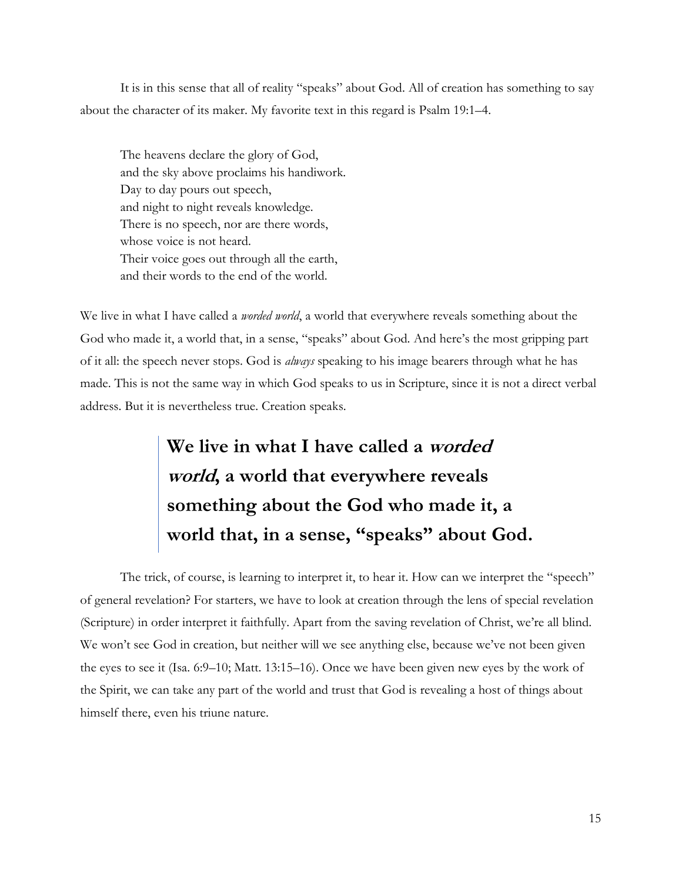It is in this sense that all of reality "speaks" about God. All of creation has something to say about the character of its maker. My favorite text in this regard is Psalm 19:1–4.

> The heavens declare the glory of God,
> and the sky above proclaims his handiwork.
> Day to day pours out speech,
> and night to night reveals knowledge.
> There is no speech, nor are there words,
> whose voice is not heard.
> Their voice goes out through all the earth,
> and their words to the end of the world.

We live in what I have called a *worded world*, a world that everywhere reveals something about the God who made it, a world that, in a sense, "speaks" about God. And here's the most gripping part of it all: the speech never stops. God is *always* speaking to his image bearers through what he has made. This is not the same way in which God speaks to us in Scripture, since it is not a direct verbal address. But it is nevertheless true. Creation speaks.

> **We live in what I have called a *worded world*, a world that everywhere reveals something about the God who made it, a world that, in a sense, "speaks" about God.**

The trick, of course, is learning to interpret it, to hear it. How can we interpret the "speech" of general revelation? For starters, we have to look at creation through the lens of special revelation (Scripture) in order interpret it faithfully. Apart from the saving revelation of Christ, we're all blind. We won't see God in creation, but neither will we see anything else, because we've not been given the eyes to see it (Isa. 6:9–10; Matt. 13:15–16). Once we have been given new eyes by the work of the Spirit, we can take any part of the world and trust that God is revealing a host of things about himself there, even his triune nature.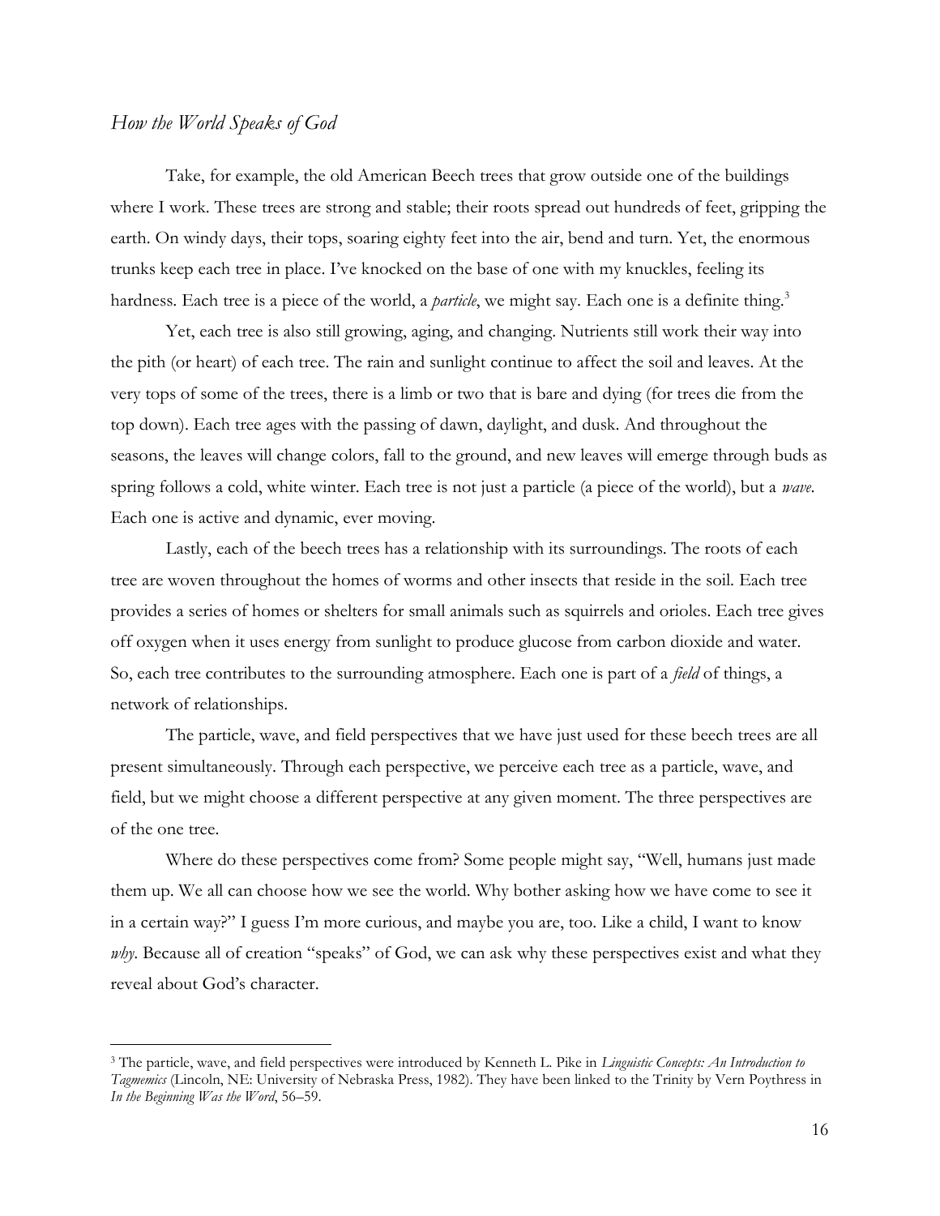## *How the World Speaks of God*

Take, for example, the old American Beech trees that grow outside one of the buildings where I work. These trees are strong and stable; their roots spread out hundreds of feet, gripping the earth. On windy days, their tops, soaring eighty feet into the air, bend and turn. Yet, the enormous trunks keep each tree in place. I've knocked on the base of one with my knuckles, feeling its hardness. Each tree is a piece of the world, a *particle*, we might say. Each one is a definite thing.[3]

Yet, each tree is also still growing, aging, and changing. Nutrients still work their way into the pith (or heart) of each tree. The rain and sunlight continue to affect the soil and leaves. At the very tops of some of the trees, there is a limb or two that is bare and dying (for trees die from the top down). Each tree ages with the passing of dawn, daylight, and dusk. And throughout the seasons, the leaves will change colors, fall to the ground, and new leaves will emerge through buds as spring follows a cold, white winter. Each tree is not just a particle (a piece of the world), but a *wave*. Each one is active and dynamic, ever moving.

Lastly, each of the beech trees has a relationship with its surroundings. The roots of each tree are woven throughout the homes of worms and other insects that reside in the soil. Each tree provides a series of homes or shelters for small animals such as squirrels and orioles. Each tree gives off oxygen when it uses energy from sunlight to produce glucose from carbon dioxide and water. So, each tree contributes to the surrounding atmosphere. Each one is part of a *field* of things, a network of relationships.

The particle, wave, and field perspectives that we have just used for these beech trees are all present simultaneously. Through each perspective, we perceive each tree as a particle, wave, and field, but we might choose a different perspective at any given moment. The three perspectives are of the one tree.

Where do these perspectives come from? Some people might say, "Well, humans just made them up. We all can choose how we see the world. Why bother asking how we have come to see it in a certain way?" I guess I'm more curious, and maybe you are, too. Like a child, I want to know *why*. Because all of creation "speaks" of God, we can ask why these perspectives exist and what they reveal about God's character.

---

[3] The particle, wave, and field perspectives were introduced by Kenneth L. Pike in *Linguistic Concepts: An Introduction to Tagmemics* (Lincoln, NE: University of Nebraska Press, 1982). They have been linked to the Trinity by Vern Poythress in *In the Beginning Was the Word*, 56–59.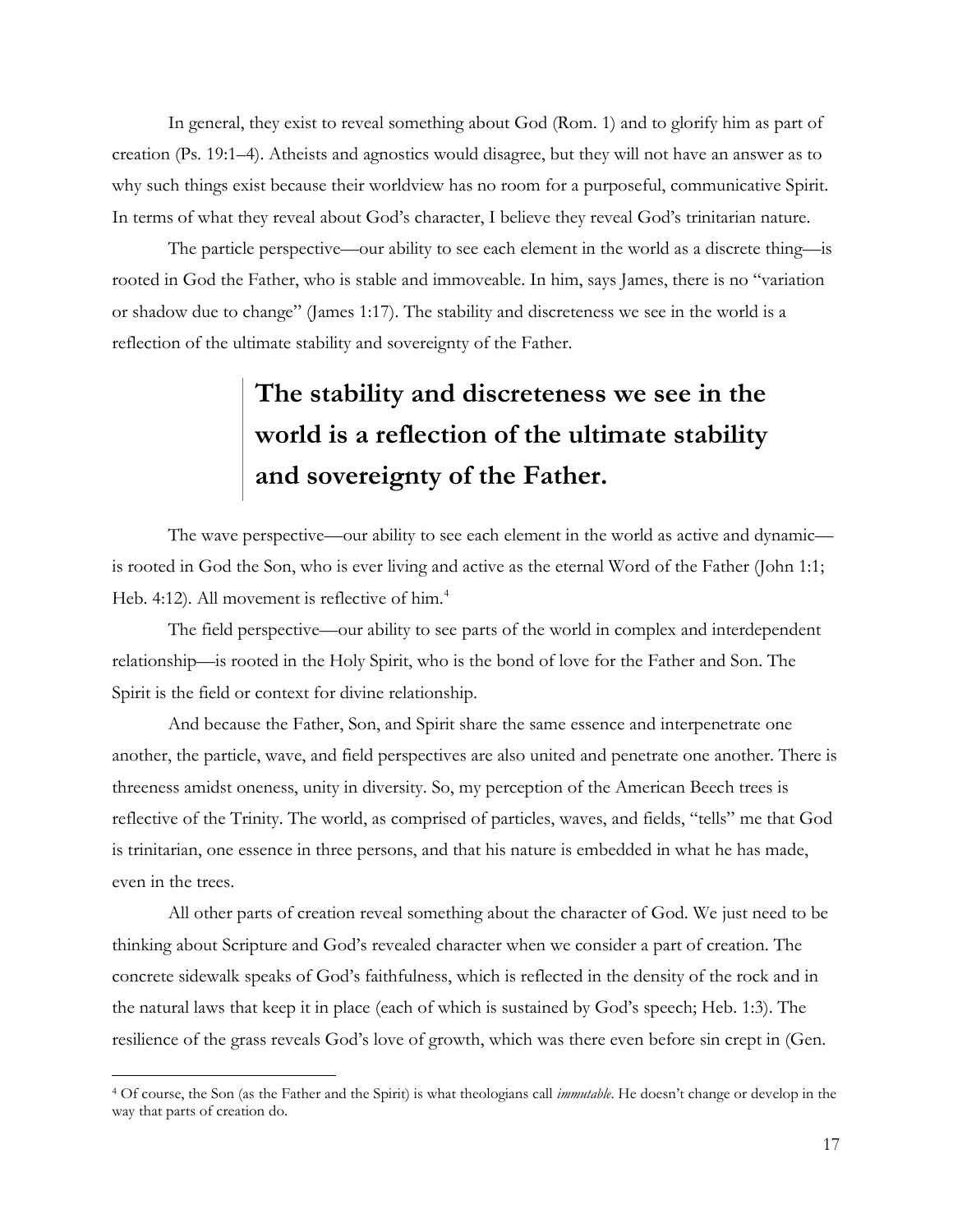In general, they exist to reveal something about God (Rom. 1) and to glorify him as part of creation (Ps. 19:1–4). Atheists and agnostics would disagree, but they will not have an answer as to why such things exist because their worldview has no room for a purposeful, communicative Spirit. In terms of what they reveal about God's character, I believe they reveal God's trinitarian nature.

The particle perspective—our ability to see each element in the world as a discrete thing—is rooted in God the Father, who is stable and immoveable. In him, says James, there is no "variation or shadow due to change" (James 1:17). The stability and discreteness we see in the world is a reflection of the ultimate stability and sovereignty of the Father.

> **The stability and discreteness we see in the world is a reflection of the ultimate stability and sovereignty of the Father.**

The wave perspective—our ability to see each element in the world as active and dynamic—is rooted in God the Son, who is ever living and active as the eternal Word of the Father (John 1:1; Heb. 4:12). All movement is reflective of him.[4]

The field perspective—our ability to see parts of the world in complex and interdependent relationship—is rooted in the Holy Spirit, who is the bond of love for the Father and Son. The Spirit is the field or context for divine relationship.

And because the Father, Son, and Spirit share the same essence and interpenetrate one another, the particle, wave, and field perspectives are also united and penetrate one another. There is threeness amidst oneness, unity in diversity. So, my perception of the American Beech trees is reflective of the Trinity. The world, as comprised of particles, waves, and fields, "tells" me that God is trinitarian, one essence in three persons, and that his nature is embedded in what he has made, even in the trees.

All other parts of creation reveal something about the character of God. We just need to be thinking about Scripture and God's revealed character when we consider a part of creation. The concrete sidewalk speaks of God's faithfulness, which is reflected in the density of the rock and in the natural laws that keep it in place (each of which is sustained by God's speech; Heb. 1:3). The resilience of the grass reveals God's love of growth, which was there even before sin crept in (Gen.

---

[4] Of course, the Son (as the Father and the Spirit) is what theologians call *immutable*. He doesn't change or develop in the way that parts of creation do.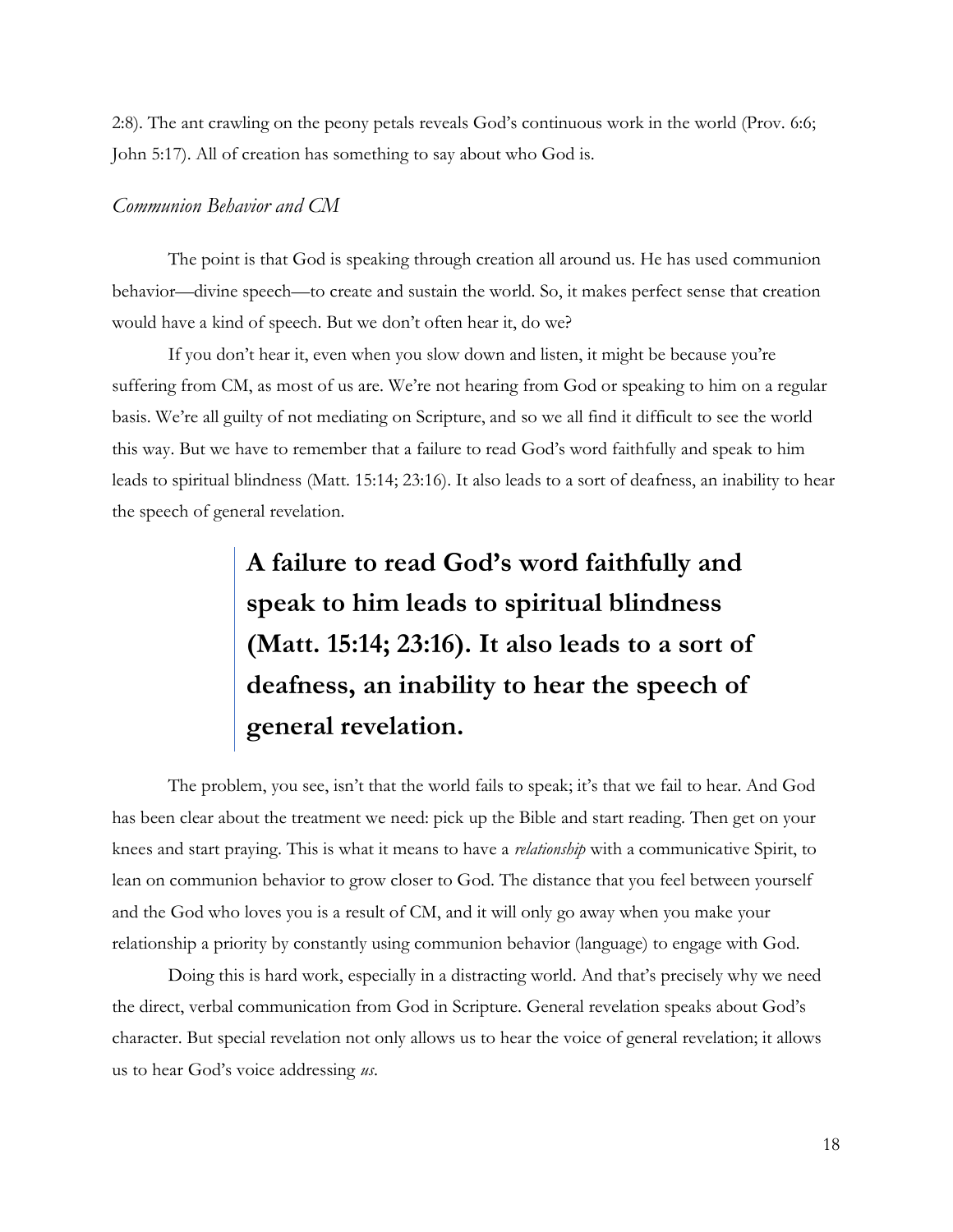2:8). The ant crawling on the peony petals reveals God's continuous work in the world (Prov. 6:6; John 5:17). All of creation has something to say about who God is.

### *Communion Behavior and CM*

The point is that God is speaking through creation all around us. He has used communion behavior—divine speech—to create and sustain the world. So, it makes perfect sense that creation would have a kind of speech. But we don't often hear it, do we?

If you don't hear it, even when you slow down and listen, it might be because you're suffering from CM, as most of us are. We're not hearing from God or speaking to him on a regular basis. We're all guilty of not mediating on Scripture, and so we all find it difficult to see the world this way. But we have to remember that a failure to read God's word faithfully and speak to him leads to spiritual blindness (Matt. 15:14; 23:16). It also leads to a sort of deafness, an inability to hear the speech of general revelation.

> **A failure to read God's word faithfully and speak to him leads to spiritual blindness (Matt. 15:14; 23:16). It also leads to a sort of deafness, an inability to hear the speech of general revelation.**

The problem, you see, isn't that the world fails to speak; it's that we fail to hear. And God has been clear about the treatment we need: pick up the Bible and start reading. Then get on your knees and start praying. This is what it means to have a *relationship* with a communicative Spirit, to lean on communion behavior to grow closer to God. The distance that you feel between yourself and the God who loves you is a result of CM, and it will only go away when you make your relationship a priority by constantly using communion behavior (language) to engage with God.

Doing this is hard work, especially in a distracting world. And that's precisely why we need the direct, verbal communication from God in Scripture. General revelation speaks about God's character. But special revelation not only allows us to hear the voice of general revelation; it allows us to hear God's voice addressing *us*.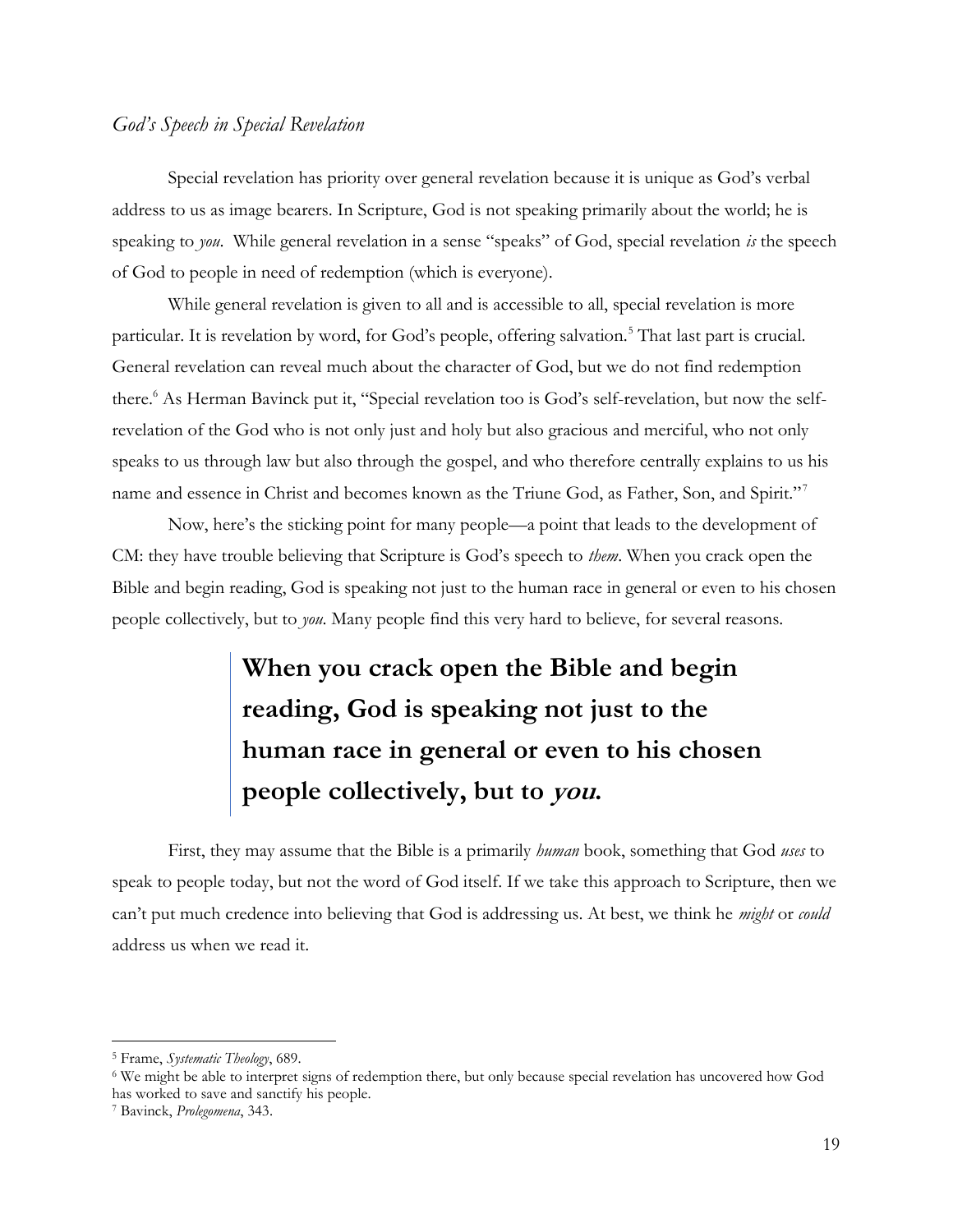### *God's Speech in Special Revelation*

Special revelation has priority over general revelation because it is unique as God's verbal address to us as image bearers. In Scripture, God is not speaking primarily about the world; he is speaking to *you*. While general revelation in a sense "speaks" of God, special revelation *is* the speech of God to people in need of redemption (which is everyone).

While general revelation is given to all and is accessible to all, special revelation is more particular. It is revelation by word, for God's people, offering salvation.[5] That last part is crucial. General revelation can reveal much about the character of God, but we do not find redemption there.[6] As Herman Bavinck put it, "Special revelation too is God's self-revelation, but now the self-revelation of the God who is not only just and holy but also gracious and merciful, who not only speaks to us through law but also through the gospel, and who therefore centrally explains to us his name and essence in Christ and becomes known as the Triune God, as Father, Son, and Spirit."[7]

Now, here's the sticking point for many people—a point that leads to the development of CM: they have trouble believing that Scripture is God's speech to *them*. When you crack open the Bible and begin reading, God is speaking not just to the human race in general or even to his chosen people collectively, but to *you*. Many people find this very hard to believe, for several reasons.

> **When you crack open the Bible and begin reading, God is speaking not just to the human race in general or even to his chosen people collectively, but to *you*.**

First, they may assume that the Bible is a primarily *human* book, something that God *uses* to speak to people today, but not the word of God itself. If we take this approach to Scripture, then we can't put much credence into believing that God is addressing us. At best, we think he *might* or *could* address us when we read it.

---

[5] Frame, *Systematic Theology*, 689.

[6] We might be able to interpret signs of redemption there, but only because special revelation has uncovered how God has worked to save and sanctify his people.

[7] Bavinck, *Prolegomena*, 343.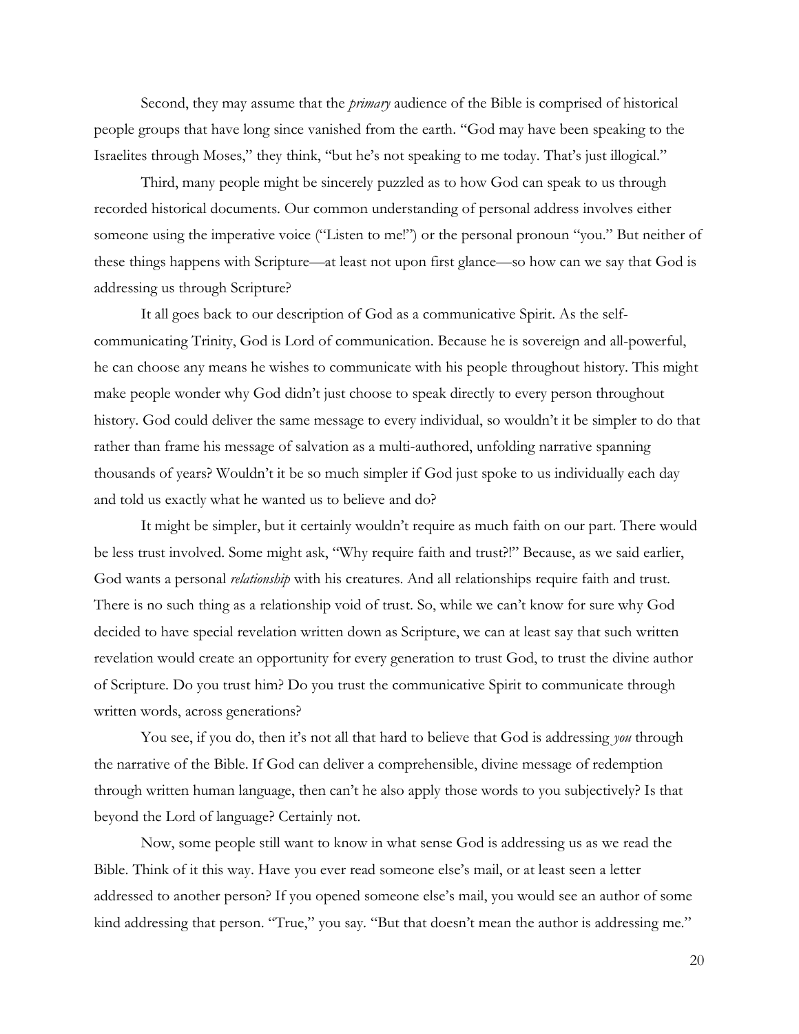Second, they may assume that the *primary* audience of the Bible is comprised of historical people groups that have long since vanished from the earth. "God may have been speaking to the Israelites through Moses," they think, "but he's not speaking to me today. That's just illogical."

Third, many people might be sincerely puzzled as to how God can speak to us through recorded historical documents. Our common understanding of personal address involves either someone using the imperative voice ("Listen to me!") or the personal pronoun "you." But neither of these things happens with Scripture—at least not upon first glance—so how can we say that God is addressing us through Scripture?

It all goes back to our description of God as a communicative Spirit. As the self-communicating Trinity, God is Lord of communication. Because he is sovereign and all-powerful, he can choose any means he wishes to communicate with his people throughout history. This might make people wonder why God didn't just choose to speak directly to every person throughout history. God could deliver the same message to every individual, so wouldn't it be simpler to do that rather than frame his message of salvation as a multi-authored, unfolding narrative spanning thousands of years? Wouldn't it be so much simpler if God just spoke to us individually each day and told us exactly what he wanted us to believe and do?

It might be simpler, but it certainly wouldn't require as much faith on our part. There would be less trust involved. Some might ask, "Why require faith and trust?!" Because, as we said earlier, God wants a personal *relationship* with his creatures. And all relationships require faith and trust. There is no such thing as a relationship void of trust. So, while we can't know for sure why God decided to have special revelation written down as Scripture, we can at least say that such written revelation would create an opportunity for every generation to trust God, to trust the divine author of Scripture. Do you trust him? Do you trust the communicative Spirit to communicate through written words, across generations?

You see, if you do, then it's not all that hard to believe that God is addressing *you* through the narrative of the Bible. If God can deliver a comprehensible, divine message of redemption through written human language, then can't he also apply those words to you subjectively? Is that beyond the Lord of language? Certainly not.

Now, some people still want to know in what sense God is addressing us as we read the Bible. Think of it this way. Have you ever read someone else's mail, or at least seen a letter addressed to another person? If you opened someone else's mail, you would see an author of some kind addressing that person. "True," you say. "But that doesn't mean the author is addressing me."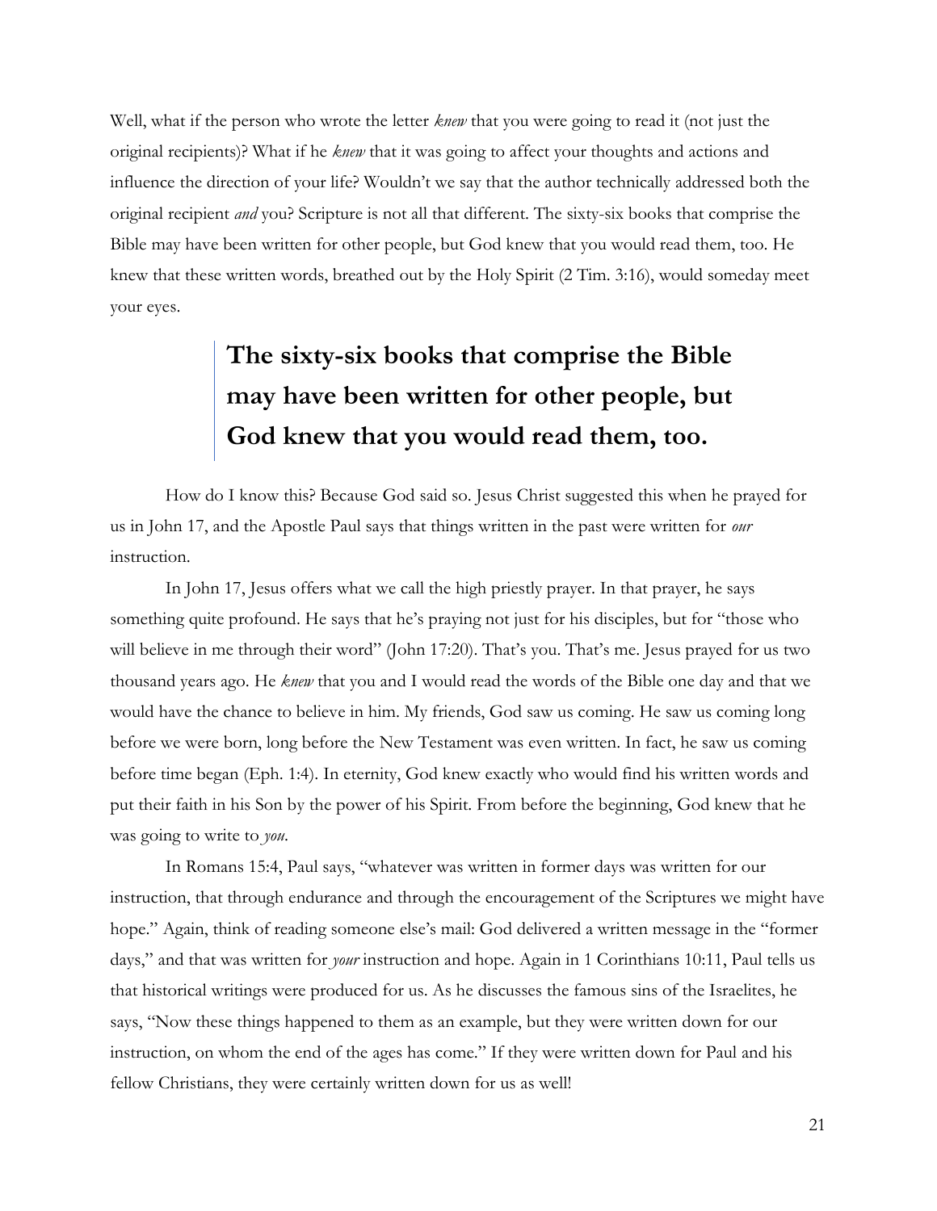Well, what if the person who wrote the letter *knew* that you were going to read it (not just the original recipients)? What if he *knew* that it was going to affect your thoughts and actions and influence the direction of your life? Wouldn't we say that the author technically addressed both the original recipient *and* you? Scripture is not all that different. The sixty-six books that comprise the Bible may have been written for other people, but God knew that you would read them, too. He knew that these written words, breathed out by the Holy Spirit (2 Tim. 3:16), would someday meet your eyes.

> **The sixty-six books that comprise the Bible may have been written for other people, but God knew that you would read them, too.**

How do I know this? Because God said so. Jesus Christ suggested this when he prayed for us in John 17, and the Apostle Paul says that things written in the past were written for *our* instruction.

In John 17, Jesus offers what we call the high priestly prayer. In that prayer, he says something quite profound. He says that he's praying not just for his disciples, but for "those who will believe in me through their word" (John 17:20). That's you. That's me. Jesus prayed for us two thousand years ago. He *knew* that you and I would read the words of the Bible one day and that we would have the chance to believe in him. My friends, God saw us coming. He saw us coming long before we were born, long before the New Testament was even written. In fact, he saw us coming before time began (Eph. 1:4). In eternity, God knew exactly who would find his written words and put their faith in his Son by the power of his Spirit. From before the beginning, God knew that he was going to write to *you*.

In Romans 15:4, Paul says, "whatever was written in former days was written for our instruction, that through endurance and through the encouragement of the Scriptures we might have hope." Again, think of reading someone else's mail: God delivered a written message in the "former days," and that was written for *your* instruction and hope. Again in 1 Corinthians 10:11, Paul tells us that historical writings were produced for us. As he discusses the famous sins of the Israelites, he says, "Now these things happened to them as an example, but they were written down for our instruction, on whom the end of the ages has come." If they were written down for Paul and his fellow Christians, they were certainly written down for us as well!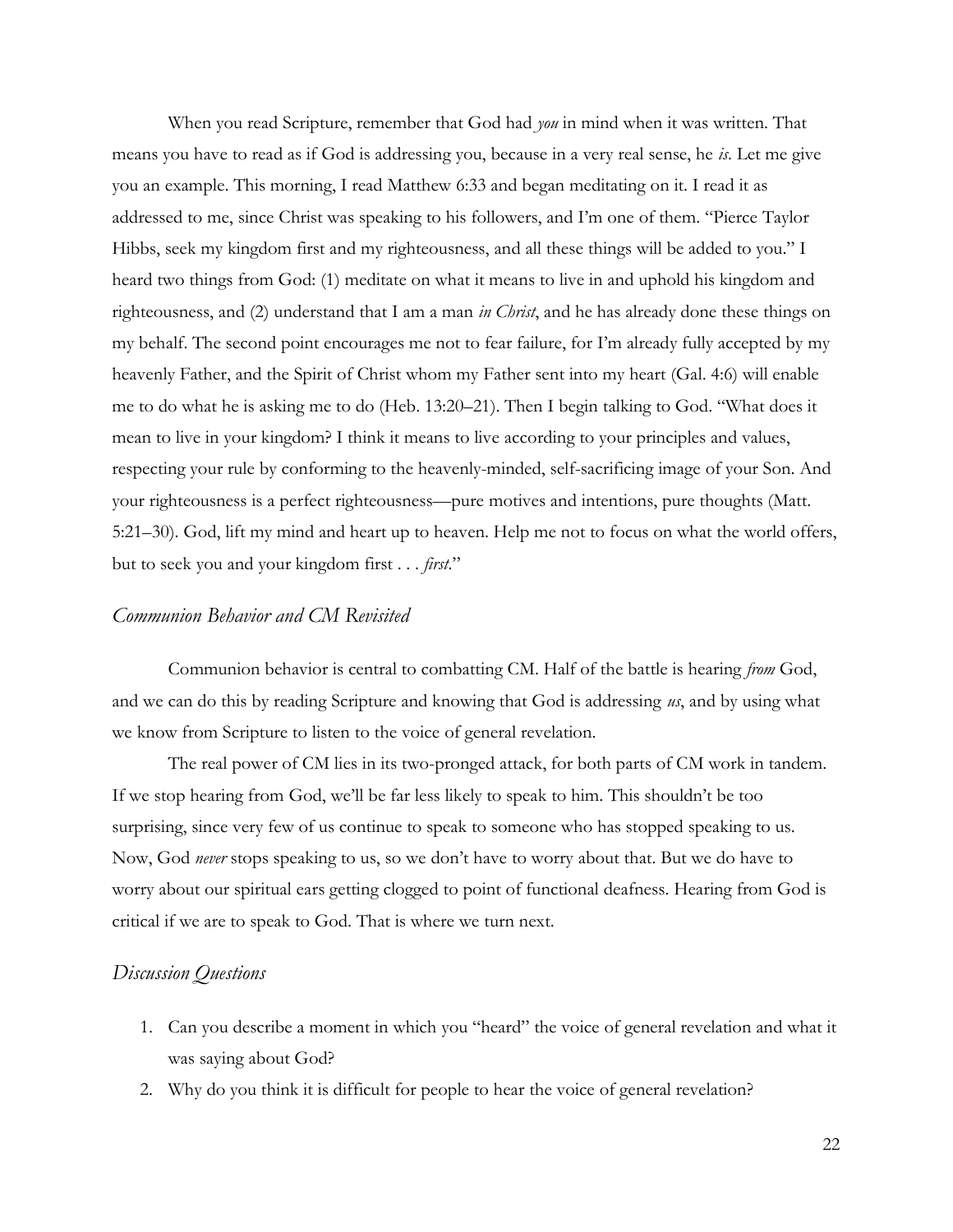When you read Scripture, remember that God had *you* in mind when it was written. That means you have to read as if God is addressing you, because in a very real sense, he *is*. Let me give you an example. This morning, I read Matthew 6:33 and began meditating on it. I read it as addressed to me, since Christ was speaking to his followers, and I'm one of them. "Pierce Taylor Hibbs, seek my kingdom first and my righteousness, and all these things will be added to you." I heard two things from God: (1) meditate on what it means to live in and uphold his kingdom and righteousness, and (2) understand that I am a man *in Christ*, and he has already done these things on my behalf. The second point encourages me not to fear failure, for I'm already fully accepted by my heavenly Father, and the Spirit of Christ whom my Father sent into my heart (Gal. 4:6) will enable me to do what he is asking me to do (Heb. 13:20–21). Then I begin talking to God. "What does it mean to live in your kingdom? I think it means to live according to your principles and values, respecting your rule by conforming to the heavenly-minded, self-sacrificing image of your Son. And your righteousness is a perfect righteousness—pure motives and intentions, pure thoughts (Matt. 5:21–30). God, lift my mind and heart up to heaven. Help me not to focus on what the world offers, but to seek you and your kingdom first . . . *first*."

## *Communion Behavior and CM Revisited*

Communion behavior is central to combatting CM. Half of the battle is hearing *from* God, and we can do this by reading Scripture and knowing that God is addressing *us*, and by using what we know from Scripture to listen to the voice of general revelation.

The real power of CM lies in its two-pronged attack, for both parts of CM work in tandem. If we stop hearing from God, we'll be far less likely to speak to him. This shouldn't be too surprising, since very few of us continue to speak to someone who has stopped speaking to us. Now, God *never* stops speaking to us, so we don't have to worry about that. But we do have to worry about our spiritual ears getting clogged to point of functional deafness. Hearing from God is critical if we are to speak to God. That is where we turn next.

## *Discussion Questions*

1. Can you describe a moment in which you "heard" the voice of general revelation and what it was saying about God?
2. Why do you think it is difficult for people to hear the voice of general revelation?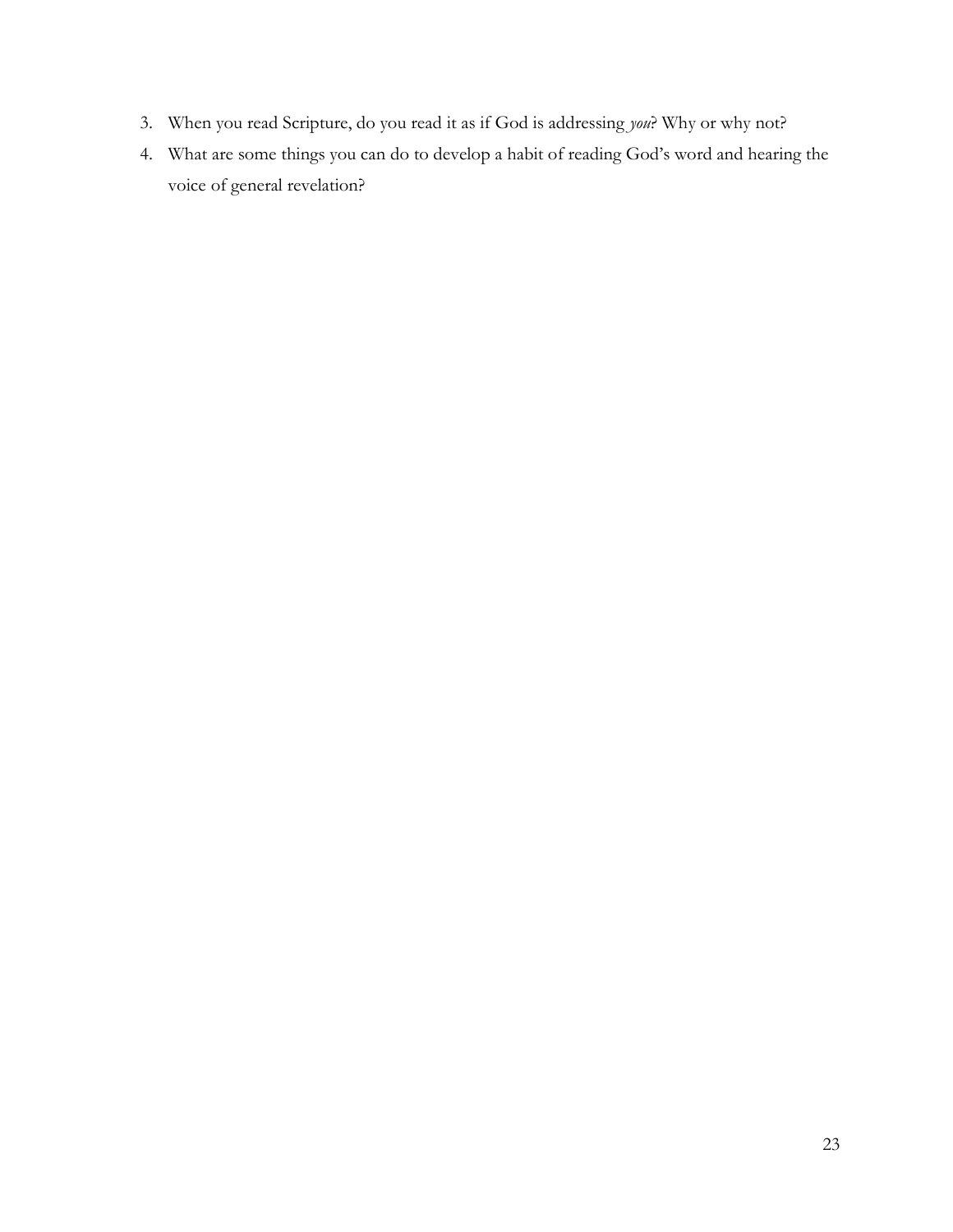3. When you read Scripture, do you read it as if God is addressing *you*? Why or why not?
4. What are some things you can do to develop a habit of reading God's word and hearing the voice of general revelation?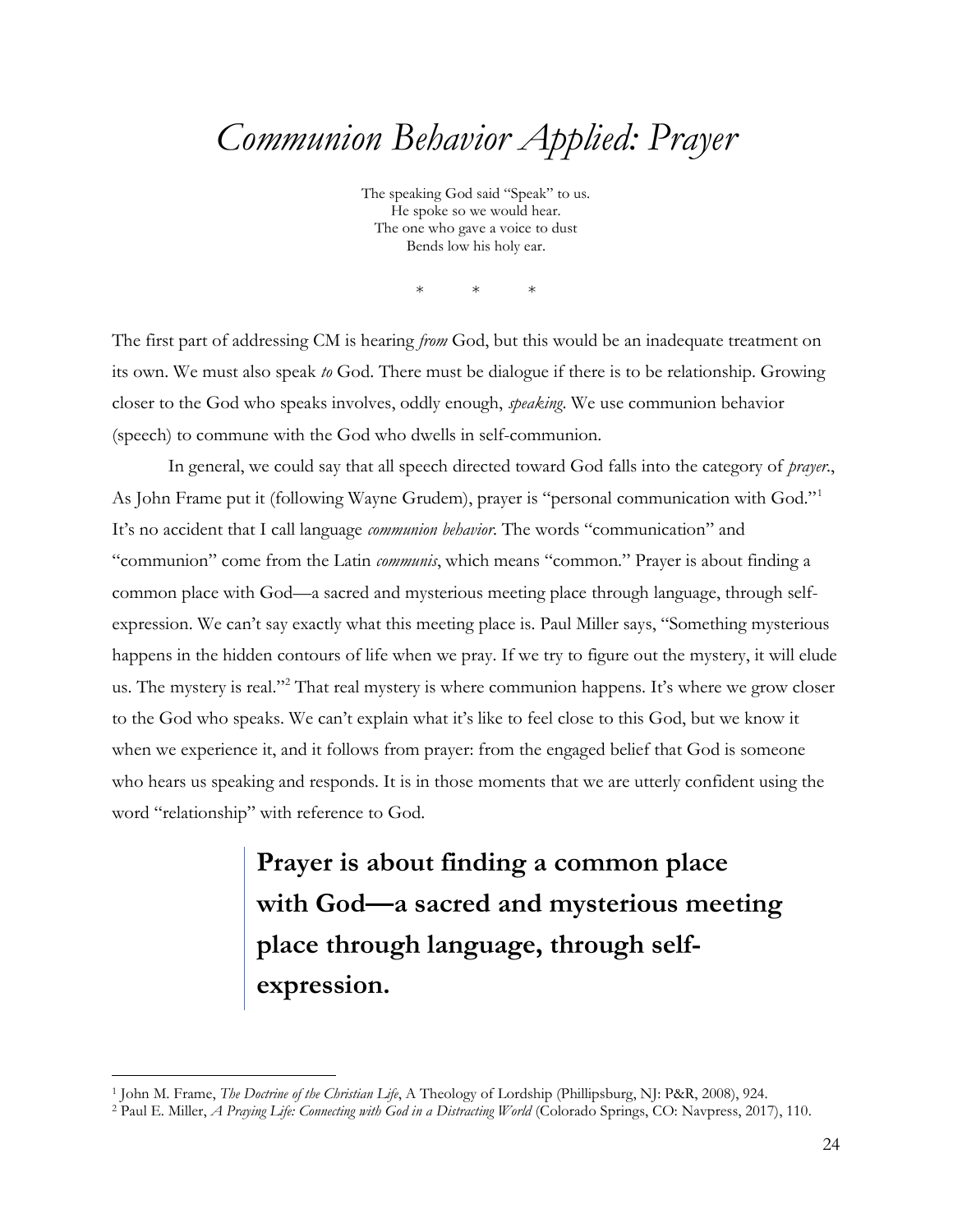# *Communion Behavior Applied: Prayer*

The speaking God said "Speak" to us.
He spoke so we would hear.
The one who gave a voice to dust
Bends low his holy ear.

\* \* \*

The first part of addressing CM is hearing *from* God, but this would be an inadequate treatment on its own. We must also speak *to* God. There must be dialogue if there is to be relationship. Growing closer to the God who speaks involves, oddly enough, *speaking*. We use communion behavior (speech) to commune with the God who dwells in self-communion.

In general, we could say that all speech directed toward God falls into the category of *prayer*., As John Frame put it (following Wayne Grudem), prayer is "personal communication with God."[1] It's no accident that I call language *communion behavior*. The words "communication" and "communion" come from the Latin *communis*, which means "common." Prayer is about finding a common place with God—a sacred and mysterious meeting place through language, through self-expression. We can't say exactly what this meeting place is. Paul Miller says, "Something mysterious happens in the hidden contours of life when we pray. If we try to figure out the mystery, it will elude us. The mystery is real."[2] That real mystery is where communion happens. It's where we grow closer to the God who speaks. We can't explain what it's like to feel close to this God, but we know it when we experience it, and it follows from prayer: from the engaged belief that God is someone who hears us speaking and responds. It is in those moments that we are utterly confident using the word "relationship" with reference to God.

> **Prayer is about finding a common place with God—a sacred and mysterious meeting place through language, through self-expression.**

[1] John M. Frame, *The Doctrine of the Christian Life*, A Theology of Lordship (Phillipsburg, NJ: P&R, 2008), 924.
[2] Paul E. Miller, *A Praying Life: Connecting with God in a Distracting World* (Colorado Springs, CO: Navpress, 2017), 110.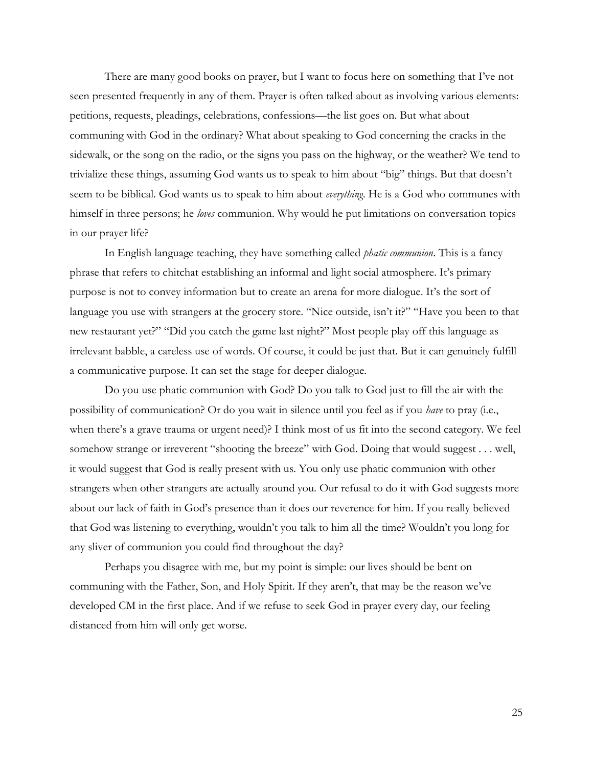There are many good books on prayer, but I want to focus here on something that I've not seen presented frequently in any of them. Prayer is often talked about as involving various elements: petitions, requests, pleadings, celebrations, confessions—the list goes on. But what about communing with God in the ordinary? What about speaking to God concerning the cracks in the sidewalk, or the song on the radio, or the signs you pass on the highway, or the weather? We tend to trivialize these things, assuming God wants us to speak to him about "big" things. But that doesn't seem to be biblical. God wants us to speak to him about *everything*. He is a God who communes with himself in three persons; he *loves* communion. Why would he put limitations on conversation topics in our prayer life?

In English language teaching, they have something called *phatic communion*. This is a fancy phrase that refers to chitchat establishing an informal and light social atmosphere. It's primary purpose is not to convey information but to create an arena for more dialogue. It's the sort of language you use with strangers at the grocery store. "Nice outside, isn't it?" "Have you been to that new restaurant yet?" "Did you catch the game last night?" Most people play off this language as irrelevant babble, a careless use of words. Of course, it could be just that. But it can genuinely fulfill a communicative purpose. It can set the stage for deeper dialogue.

Do you use phatic communion with God? Do you talk to God just to fill the air with the possibility of communication? Or do you wait in silence until you feel as if you *have* to pray (i.e., when there's a grave trauma or urgent need)? I think most of us fit into the second category. We feel somehow strange or irreverent "shooting the breeze" with God. Doing that would suggest . . . well, it would suggest that God is really present with us. You only use phatic communion with other strangers when other strangers are actually around you. Our refusal to do it with God suggests more about our lack of faith in God's presence than it does our reverence for him. If you really believed that God was listening to everything, wouldn't you talk to him all the time? Wouldn't you long for any sliver of communion you could find throughout the day?

Perhaps you disagree with me, but my point is simple: our lives should be bent on communing with the Father, Son, and Holy Spirit. If they aren't, that may be the reason we've developed CM in the first place. And if we refuse to seek God in prayer every day, our feeling distanced from him will only get worse.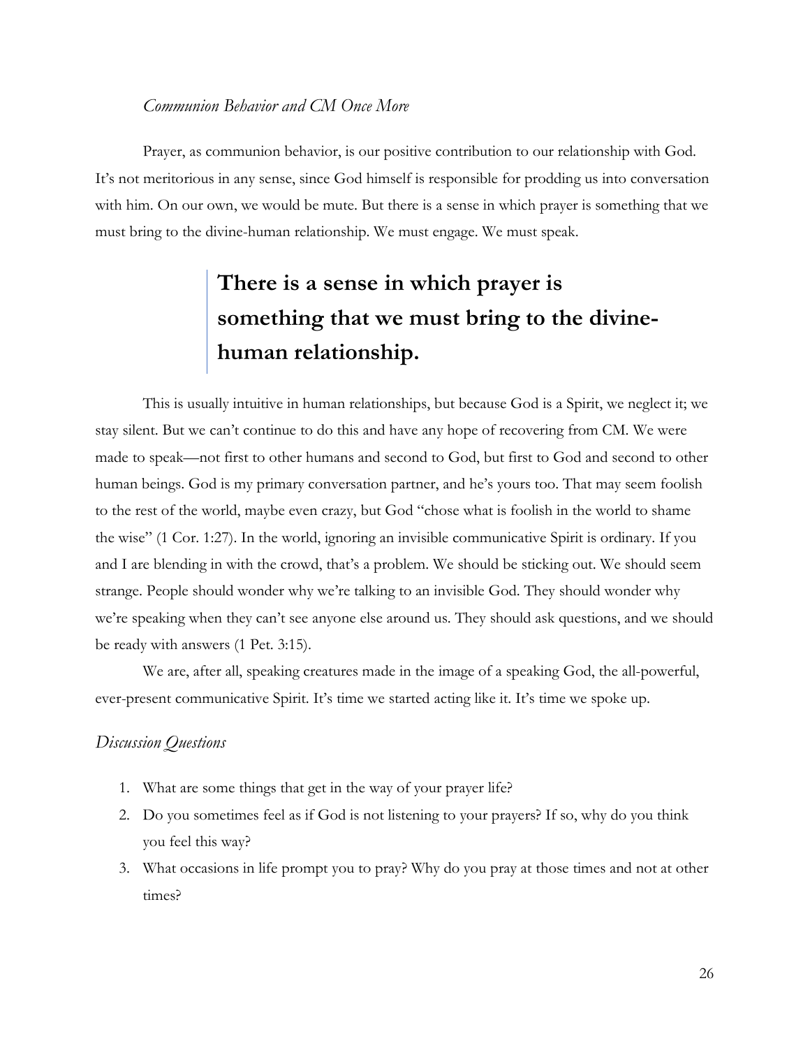### *Communion Behavior and CM Once More*

Prayer, as communion behavior, is our positive contribution to our relationship with God. It's not meritorious in any sense, since God himself is responsible for prodding us into conversation with him. On our own, we would be mute. But there is a sense in which prayer is something that we must bring to the divine-human relationship. We must engage. We must speak.

> **There is a sense in which prayer is something that we must bring to the divine-human relationship.**

This is usually intuitive in human relationships, but because God is a Spirit, we neglect it; we stay silent. But we can't continue to do this and have any hope of recovering from CM. We were made to speak—not first to other humans and second to God, but first to God and second to other human beings. God is my primary conversation partner, and he's yours too. That may seem foolish to the rest of the world, maybe even crazy, but God "chose what is foolish in the world to shame the wise" (1 Cor. 1:27). In the world, ignoring an invisible communicative Spirit is ordinary. If you and I are blending in with the crowd, that's a problem. We should be sticking out. We should seem strange. People should wonder why we're talking to an invisible God. They should wonder why we're speaking when they can't see anyone else around us. They should ask questions, and we should be ready with answers (1 Pet. 3:15).

We are, after all, speaking creatures made in the image of a speaking God, the all-powerful, ever-present communicative Spirit. It's time we started acting like it. It's time we spoke up.

### *Discussion Questions*

1. What are some things that get in the way of your prayer life?
2. Do you sometimes feel as if God is not listening to your prayers? If so, why do you think you feel this way?
3. What occasions in life prompt you to pray? Why do you pray at those times and not at other times?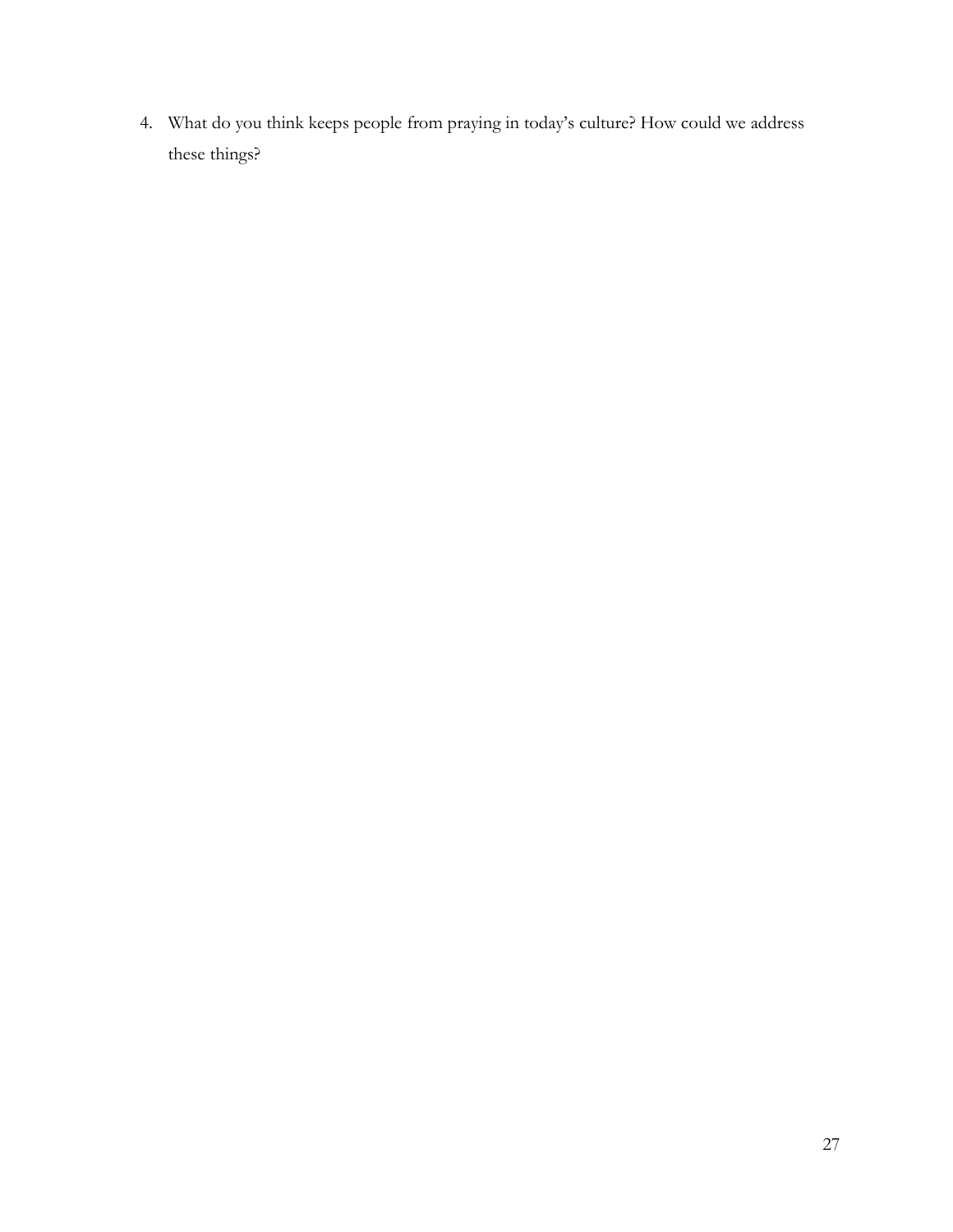4. What do you think keeps people from praying in today's culture? How could we address these things?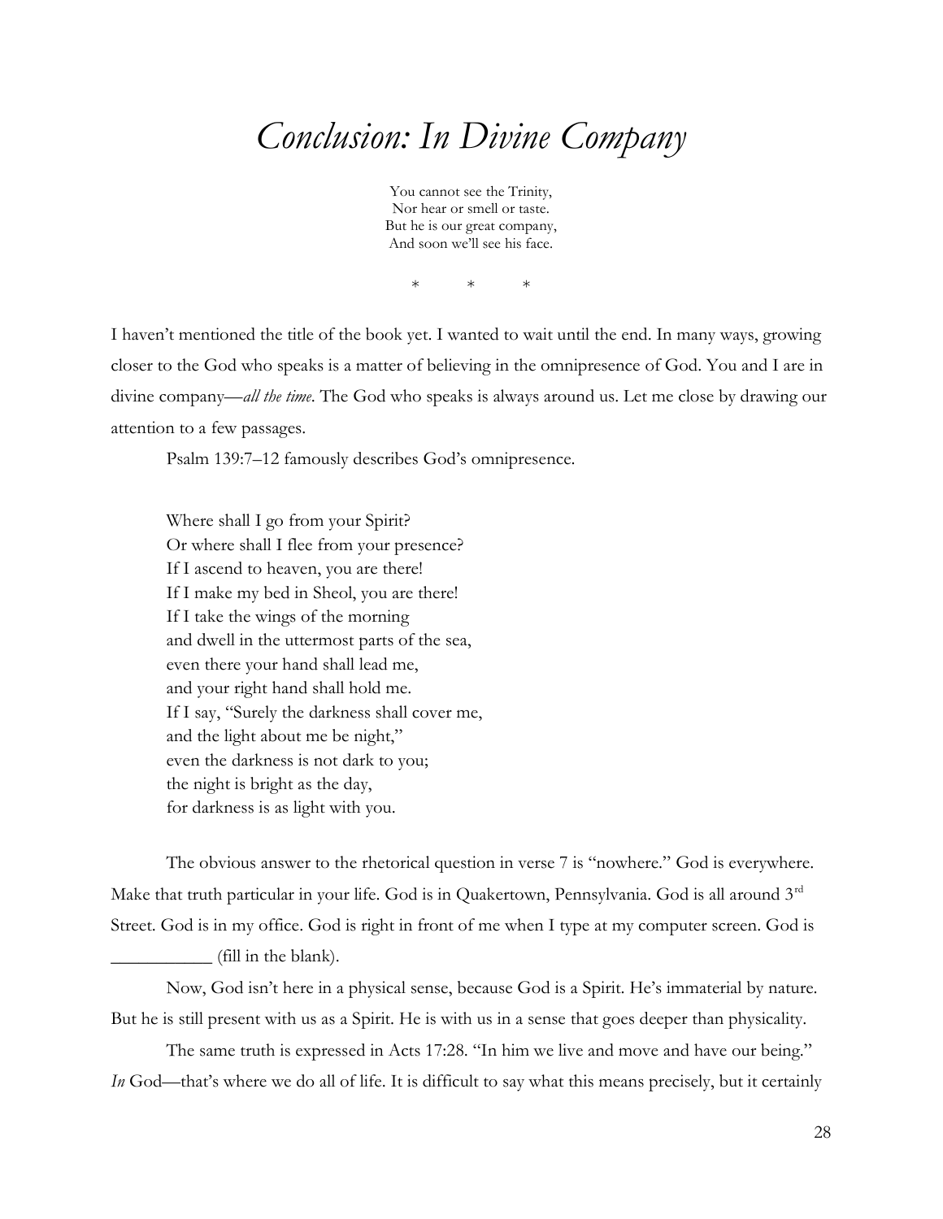# *Conclusion: In Divine Company*

You cannot see the Trinity,  
Nor hear or smell or taste.  
But he is our great company,  
And soon we'll see his face.

\*   \*   \*

I haven't mentioned the title of the book yet. I wanted to wait until the end. In many ways, growing closer to the God who speaks is a matter of believing in the omnipresence of God. You and I are in divine company—*all the time*. The God who speaks is always around us. Let me close by drawing our attention to a few passages.

Psalm 139:7–12 famously describes God's omnipresence.

> Where shall I go from your Spirit?  
> Or where shall I flee from your presence?  
> If I ascend to heaven, you are there!  
> If I make my bed in Sheol, you are there!  
> If I take the wings of the morning  
> and dwell in the uttermost parts of the sea,  
> even there your hand shall lead me,  
> and your right hand shall hold me.  
> If I say, "Surely the darkness shall cover me,  
> and the light about me be night,"  
> even the darkness is not dark to you;  
> the night is bright as the day,  
> for darkness is as light with you.

The obvious answer to the rhetorical question in verse 7 is "nowhere." God is everywhere. Make that truth particular in your life. God is in Quakertown, Pennsylvania. God is all around 3rd Street. God is in my office. God is right in front of me when I type at my computer screen. God is ___________ (fill in the blank).

Now, God isn't here in a physical sense, because God is a Spirit. He's immaterial by nature. But he is still present with us as a Spirit. He is with us in a sense that goes deeper than physicality.

The same truth is expressed in Acts 17:28. "In him we live and move and have our being." *In* God—that's where we do all of life. It is difficult to say what this means precisely, but it certainly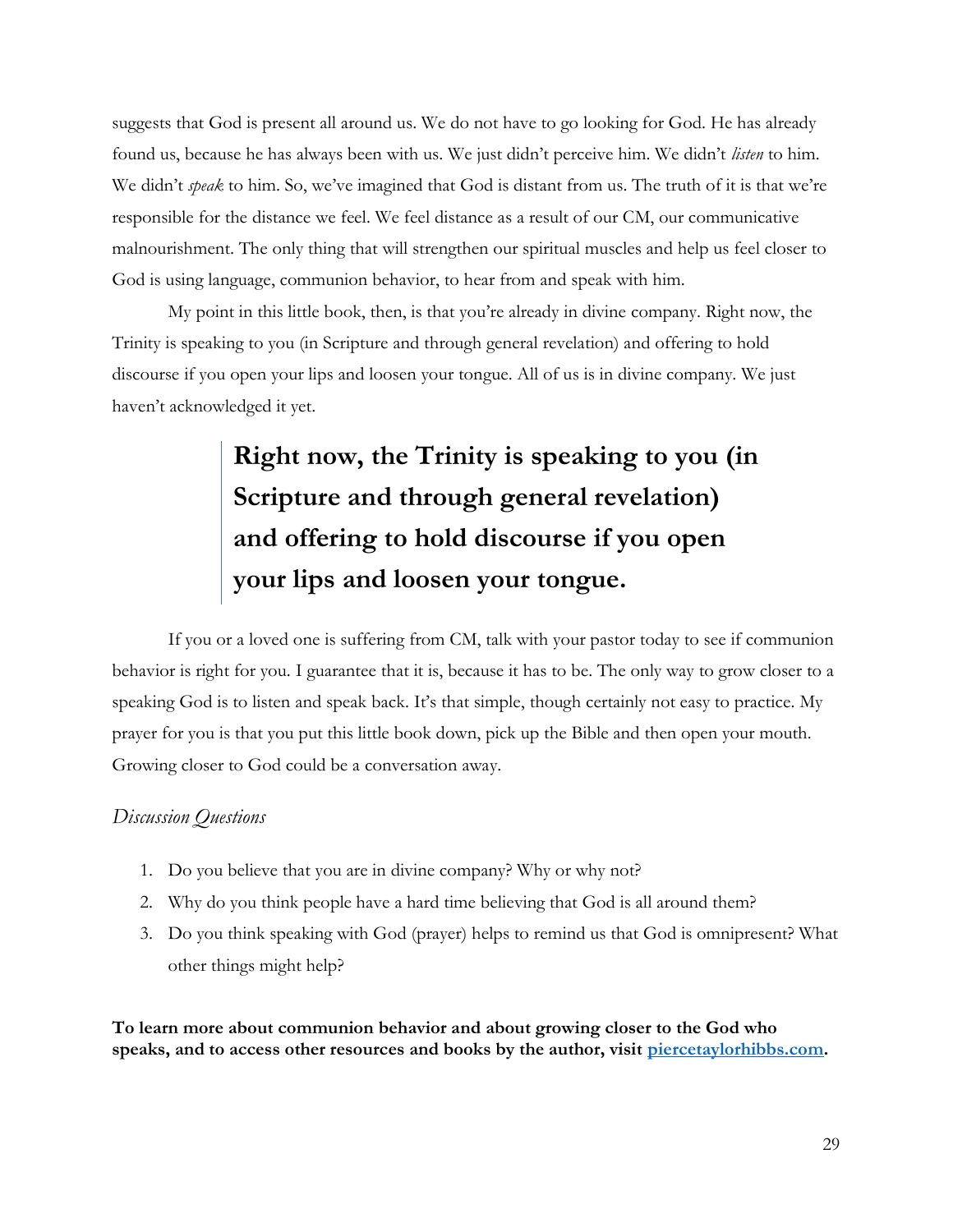suggests that God is present all around us. We do not have to go looking for God. He has already found us, because he has always been with us. We just didn't perceive him. We didn't *listen* to him. We didn't *speak* to him. So, we've imagined that God is distant from us. The truth of it is that we're responsible for the distance we feel. We feel distance as a result of our CM, our communicative malnourishment. The only thing that will strengthen our spiritual muscles and help us feel closer to God is using language, communion behavior, to hear from and speak with him.

My point in this little book, then, is that you're already in divine company. Right now, the Trinity is speaking to you (in Scripture and through general revelation) and offering to hold discourse if you open your lips and loosen your tongue. All of us is in divine company. We just haven't acknowledged it yet.

> **Right now, the Trinity is speaking to you (in Scripture and through general revelation) and offering to hold discourse if you open your lips and loosen your tongue.**

If you or a loved one is suffering from CM, talk with your pastor today to see if communion behavior is right for you. I guarantee that it is, because it has to be. The only way to grow closer to a speaking God is to listen and speak back. It's that simple, though certainly not easy to practice. My prayer for you is that you put this little book down, pick up the Bible and then open your mouth. Growing closer to God could be a conversation away.

### *Discussion Questions*

1. Do you believe that you are in divine company? Why or why not?
2. Why do you think people have a hard time believing that God is all around them?
3. Do you think speaking with God (prayer) helps to remind us that God is omnipresent? What other things might help?

**To learn more about communion behavior and about growing closer to the God who speaks, and to access other resources and books by the author, visit [piercetaylorhibbs.com](piercetaylorhibbs.com).**